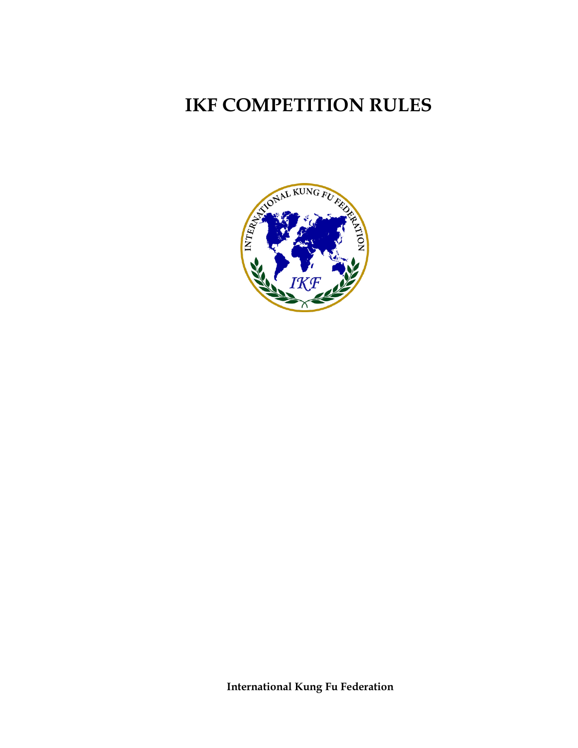# IKF COMPETITION RULES

**International Kung Fu Federation**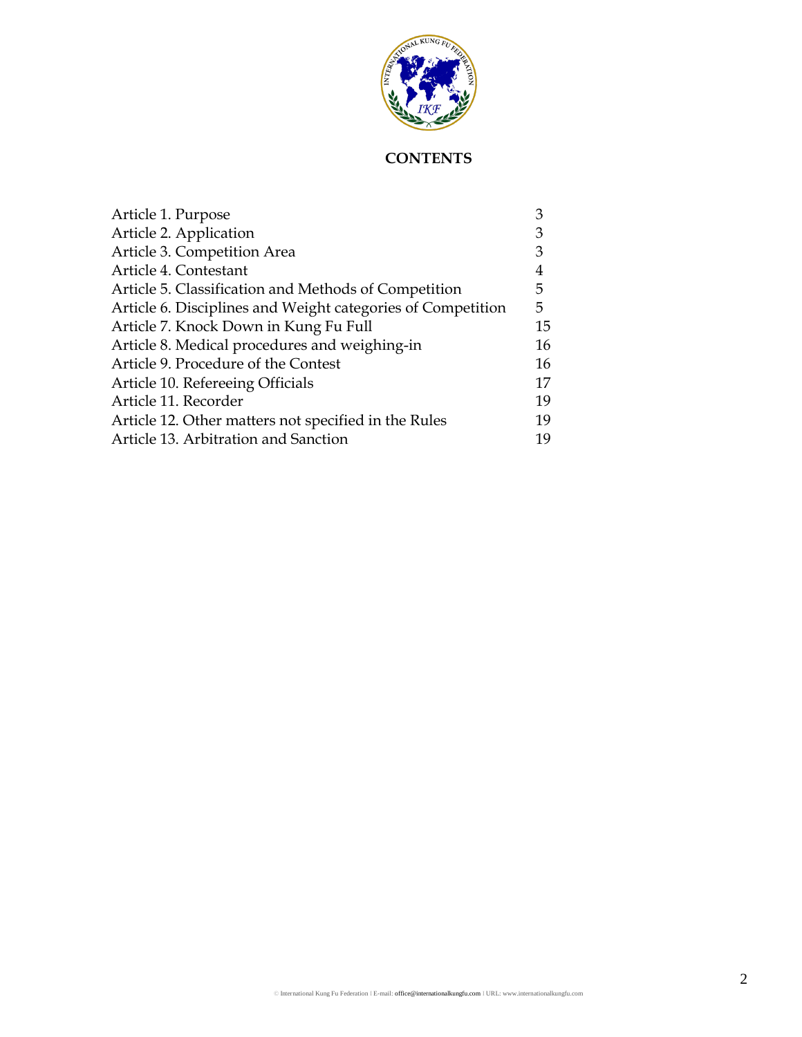# CONTENTS

| | |
|---|---|
| Article 1. Purpose | 3 |
| Article 2. Application | 3 |
| Article 3. Competition Area | 3 |
| Article 4. Contestant | 4 |
| Article 5. Classification and Methods of Competition | 5 |
| Article 6. Disciplines and Weight categories of Competition | 5 |
| Article 7. Knock Down in Kung Fu Full | 15 |
| Article 8. Medical procedures and weighing-in | 16 |
| Article 9. Procedure of the Contest | 16 |
| Article 10. Refereeing Officials | 17 |
| Article 11. Recorder | 19 |
| Article 12. Other matters not specified in the Rules | 19 |
| Article 13. Arbitration and Sanction | 19 |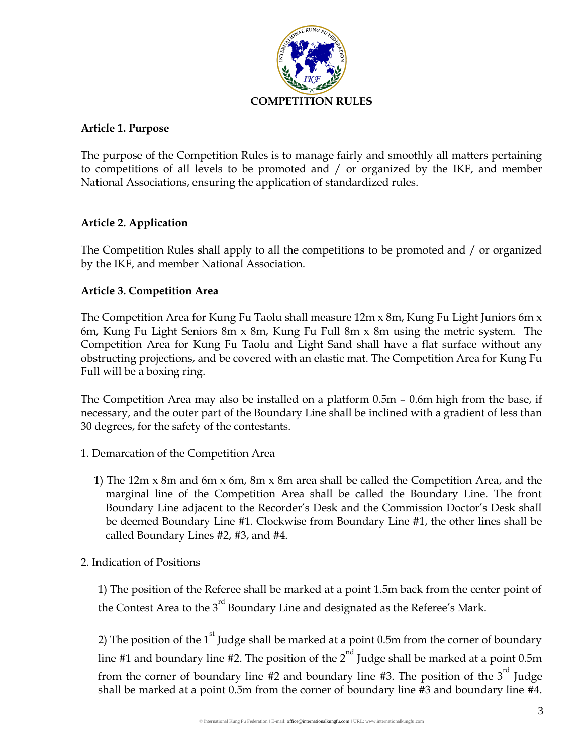# COMPETITION RULES

**Article 1. Purpose**

The purpose of the Competition Rules is to manage fairly and smoothly all matters pertaining to competitions of all levels to be promoted and / or organized by the IKF, and member National Associations, ensuring the application of standardized rules.

**Article 2. Application**

The Competition Rules shall apply to all the competitions to be promoted and / or organized by the IKF, and member National Association.

**Article 3. Competition Area**

The Competition Area for Kung Fu Taolu shall measure 12m x 8m, Kung Fu Light Juniors 6m x 6m, Kung Fu Light Seniors 8m x 8m, Kung Fu Full 8m x 8m using the metric system. The Competition Area for Kung Fu Taolu and Light Sand shall have a flat surface without any obstructing projections, and be covered with an elastic mat. The Competition Area for Kung Fu Full will be a boxing ring.

The Competition Area may also be installed on a platform 0.5m – 0.6m high from the base, if necessary, and the outer part of the Boundary Line shall be inclined with a gradient of less than 30 degrees, for the safety of the contestants.

1. Demarcation of the Competition Area

   1) The 12m x 8m and 6m x 6m, 8m x 8m area shall be called the Competition Area, and the marginal line of the Competition Area shall be called the Boundary Line. The front Boundary Line adjacent to the Recorder's Desk and the Commission Doctor's Desk shall be deemed Boundary Line #1. Clockwise from Boundary Line #1, the other lines shall be called Boundary Lines #2, #3, and #4.

2. Indication of Positions

   1) The position of the Referee shall be marked at a point 1.5m back from the center point of the Contest Area to the 3rd Boundary Line and designated as the Referee's Mark.

   2) The position of the 1st Judge shall be marked at a point 0.5m from the corner of boundary line #1 and boundary line #2. The position of the 2nd Judge shall be marked at a point 0.5m from the corner of boundary line #2 and boundary line #3. The position of the 3rd Judge shall be marked at a point 0.5m from the corner of boundary line #3 and boundary line #4.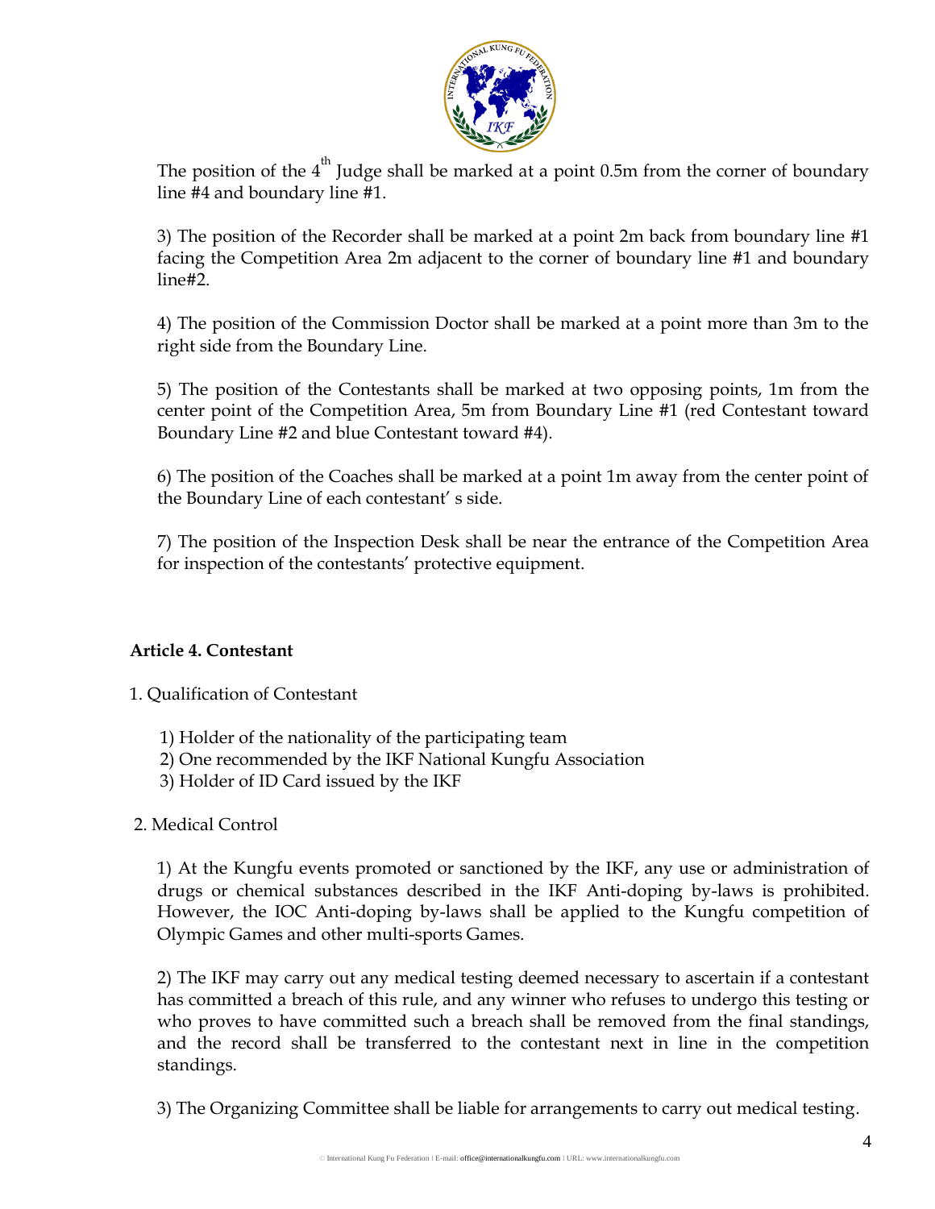The position of the 4th Judge shall be marked at a point 0.5m from the corner of boundary line #4 and boundary line #1.

3) The position of the Recorder shall be marked at a point 2m back from boundary line #1 facing the Competition Area 2m adjacent to the corner of boundary line #1 and boundary line#2.

4) The position of the Commission Doctor shall be marked at a point more than 3m to the right side from the Boundary Line.

5) The position of the Contestants shall be marked at two opposing points, 1m from the center point of the Competition Area, 5m from Boundary Line #1 (red Contestant toward Boundary Line #2 and blue Contestant toward #4).

6) The position of the Coaches shall be marked at a point 1m away from the center point of the Boundary Line of each contestant' s side.

7) The position of the Inspection Desk shall be near the entrance of the Competition Area for inspection of the contestants' protective equipment.

**Article 4. Contestant**

1. Qualification of Contestant

   1) Holder of the nationality of the participating team
   2) One recommended by the IKF National Kungfu Association
   3) Holder of ID Card issued by the IKF

2. Medical Control

   1) At the Kungfu events promoted or sanctioned by the IKF, any use or administration of drugs or chemical substances described in the IKF Anti-doping by-laws is prohibited. However, the IOC Anti-doping by-laws shall be applied to the Kungfu competition of Olympic Games and other multi-sports Games.

   2) The IKF may carry out any medical testing deemed necessary to ascertain if a contestant has committed a breach of this rule, and any winner who refuses to undergo this testing or who proves to have committed such a breach shall be removed from the final standings, and the record shall be transferred to the contestant next in line in the competition standings.

   3) The Organizing Committee shall be liable for arrangements to carry out medical testing.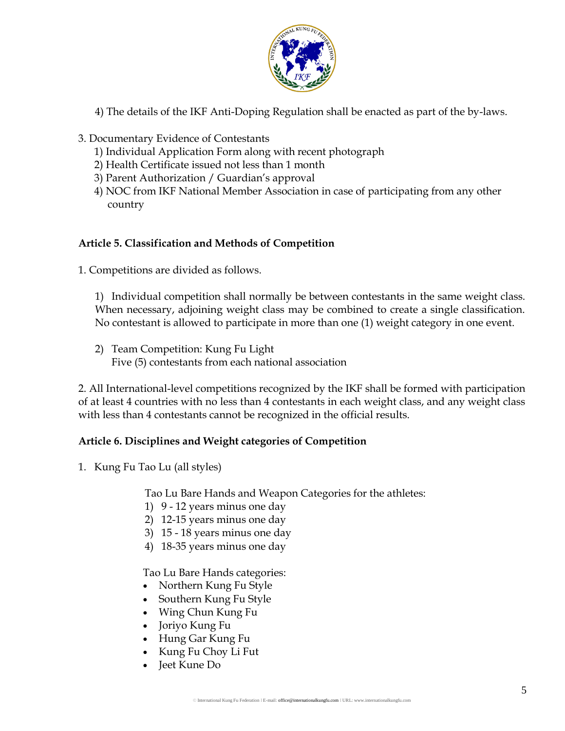4) The details of the IKF Anti-Doping Regulation shall be enacted as part of the by-laws.

3. Documentary Evidence of Contestants
   1) Individual Application Form along with recent photograph
   2) Health Certificate issued not less than 1 month
   3) Parent Authorization / Guardian's approval
   4) NOC from IKF National Member Association in case of participating from any other country

**Article 5. Classification and Methods of Competition**

1. Competitions are divided as follows.

   1) Individual competition shall normally be between contestants in the same weight class. When necessary, adjoining weight class may be combined to create a single classification. No contestant is allowed to participate in more than one (1) weight category in one event.

   2) Team Competition: Kung Fu Light
      Five (5) contestants from each national association

2. All International-level competitions recognized by the IKF shall be formed with participation of at least 4 countries with no less than 4 contestants in each weight class, and any weight class with less than 4 contestants cannot be recognized in the official results.

**Article 6. Disciplines and Weight categories of Competition**

1. Kung Fu Tao Lu (all styles)

   Tao Lu Bare Hands and Weapon Categories for the athletes:
   1) 9 - 12 years minus one day
   2) 12-15 years minus one day
   3) 15 - 18 years minus one day
   4) 18-35 years minus one day

   Tao Lu Bare Hands categories:
   - Northern Kung Fu Style
   - Southern Kung Fu Style
   - Wing Chun Kung Fu
   - Joriyo Kung Fu
   - Hung Gar Kung Fu
   - Kung Fu Choy Li Fut
   - Jeet Kune Do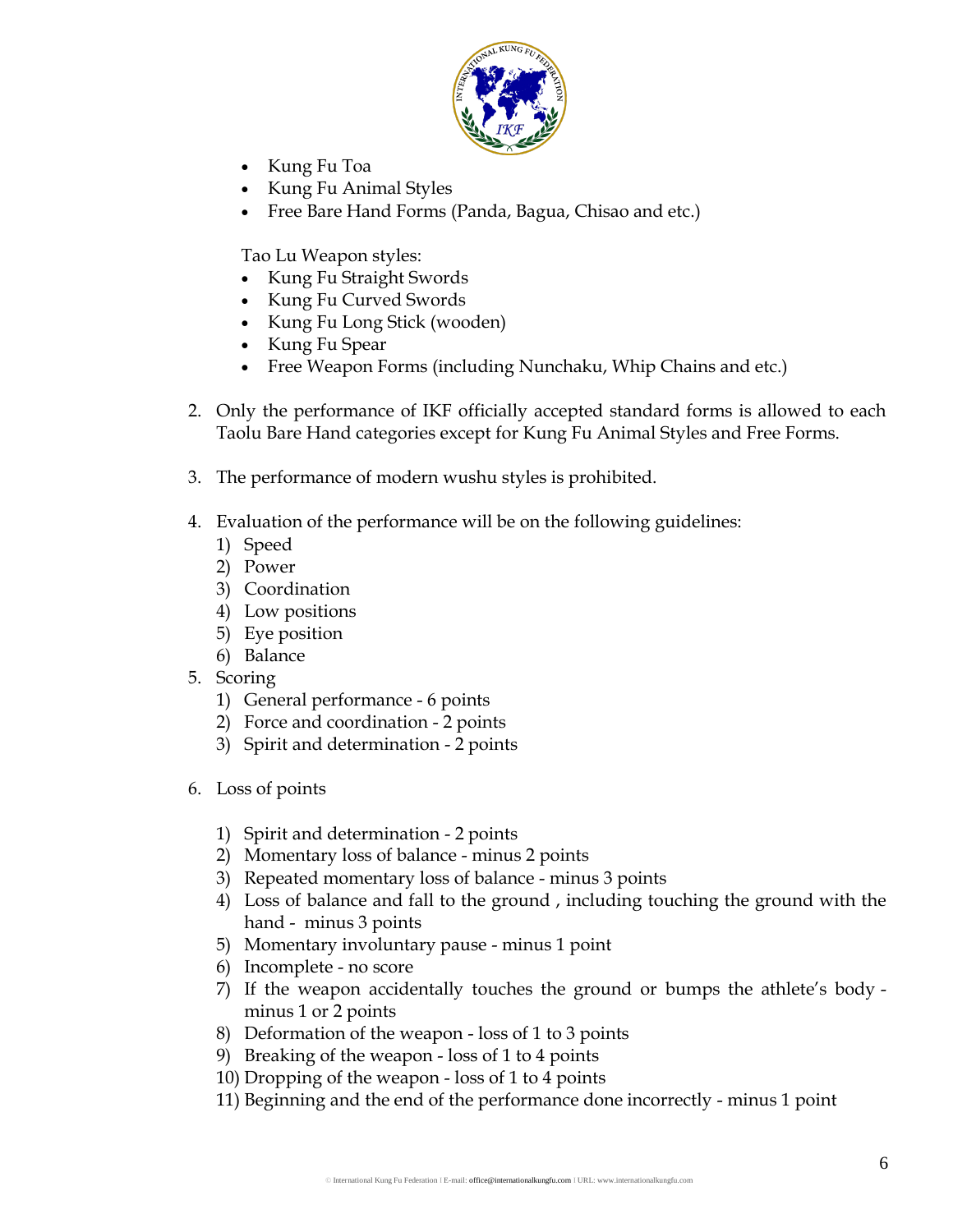- Kung Fu Toa
- Kung Fu Animal Styles
- Free Bare Hand Forms (Panda, Bagua, Chisao and etc.)

Tao Lu Weapon styles:

- Kung Fu Straight Swords
- Kung Fu Curved Swords
- Kung Fu Long Stick (wooden)
- Kung Fu Spear
- Free Weapon Forms (including Nunchaku, Whip Chains and etc.)

2. Only the performance of IKF officially accepted standard forms is allowed to each Taolu Bare Hand categories except for Kung Fu Animal Styles and Free Forms.

3. The performance of modern wushu styles is prohibited.

4. Evaluation of the performance will be on the following guidelines:
   1) Speed
   2) Power
   3) Coordination
   4) Low positions
   5) Eye position
   6) Balance
5. Scoring
   1) General performance - 6 points
   2) Force and coordination - 2 points
   3) Spirit and determination - 2 points

6. Loss of points

   1) Spirit and determination - 2 points
   2) Momentary loss of balance - minus 2 points
   3) Repeated momentary loss of balance - minus 3 points
   4) Loss of balance and fall to the ground , including touching the ground with the hand - minus 3 points
   5) Momentary involuntary pause - minus 1 point
   6) Incomplete - no score
   7) If the weapon accidentally touches the ground or bumps the athlete's body - minus 1 or 2 points
   8) Deformation of the weapon - loss of 1 to 3 points
   9) Breaking of the weapon - loss of 1 to 4 points
   10) Dropping of the weapon - loss of 1 to 4 points
   11) Beginning and the end of the performance done incorrectly - minus 1 point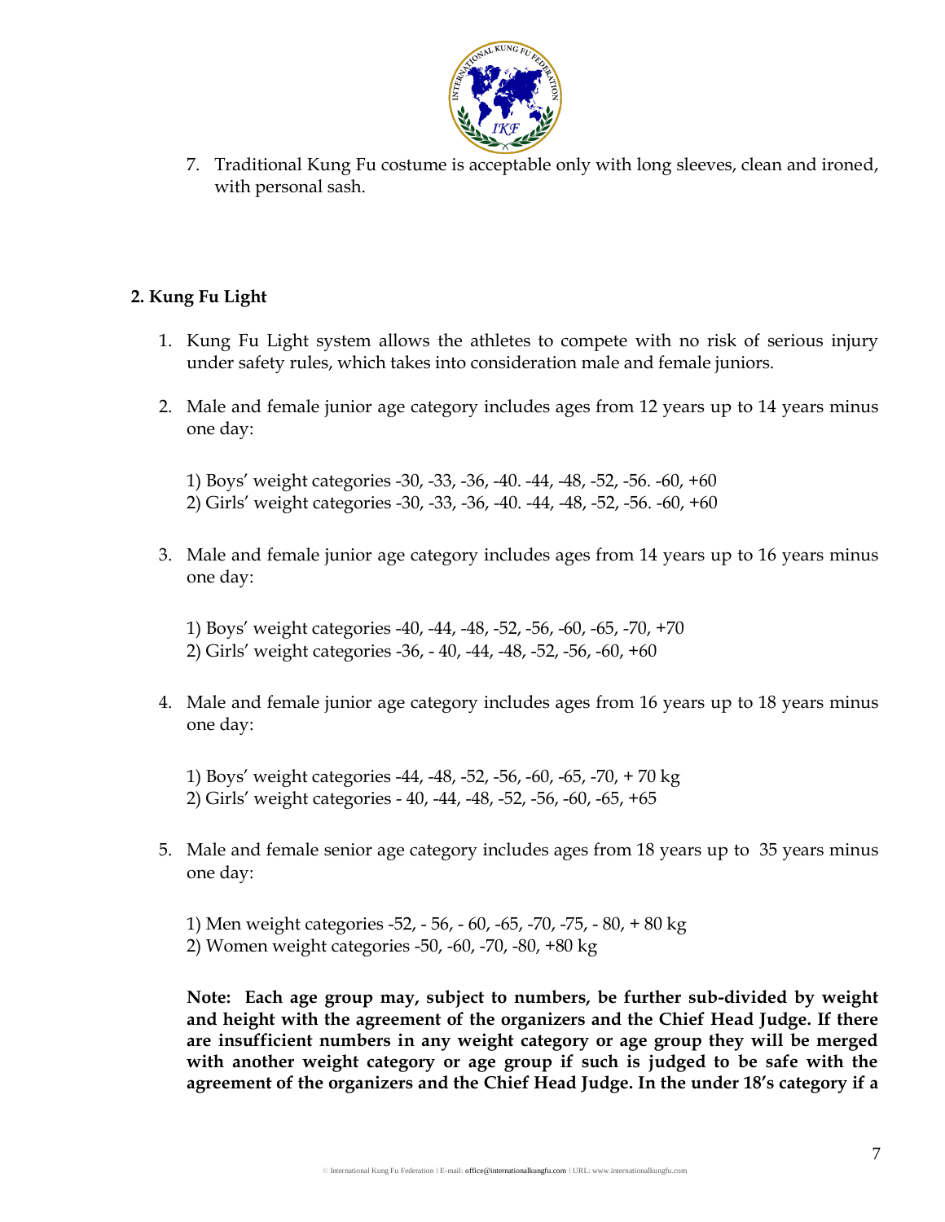7. Traditional Kung Fu costume is acceptable only with long sleeves, clean and ironed, with personal sash.

**2. Kung Fu Light**

1. Kung Fu Light system allows the athletes to compete with no risk of serious injury under safety rules, which takes into consideration male and female juniors.

2. Male and female junior age category includes ages from 12 years up to 14 years minus one day:

   1) Boys' weight categories -30, -33, -36, -40. -44, -48, -52, -56. -60, +60
   2) Girls' weight categories -30, -33, -36, -40. -44, -48, -52, -56. -60, +60

3. Male and female junior age category includes ages from 14 years up to 16 years minus one day:

   1) Boys' weight categories -40, -44, -48, -52, -56, -60, -65, -70, +70
   2) Girls' weight categories -36, - 40, -44, -48, -52, -56, -60, +60

4. Male and female junior age category includes ages from 16 years up to 18 years minus one day:

   1) Boys' weight categories -44, -48, -52, -56, -60, -65, -70, + 70 kg
   2) Girls' weight categories - 40, -44, -48, -52, -56, -60, -65, +65

5. Male and female senior age category includes ages from 18 years up to 35 years minus one day:

   1) Men weight categories -52, - 56, - 60, -65, -70, -75, - 80, + 80 kg
   2) Women weight categories -50, -60, -70, -80, +80 kg

   **Note: Each age group may, subject to numbers, be further sub-divided by weight and height with the agreement of the organizers and the Chief Head Judge. If there are insufficient numbers in any weight category or age group they will be merged with another weight category or age group if such is judged to be safe with the agreement of the organizers and the Chief Head Judge. In the under 18's category if a**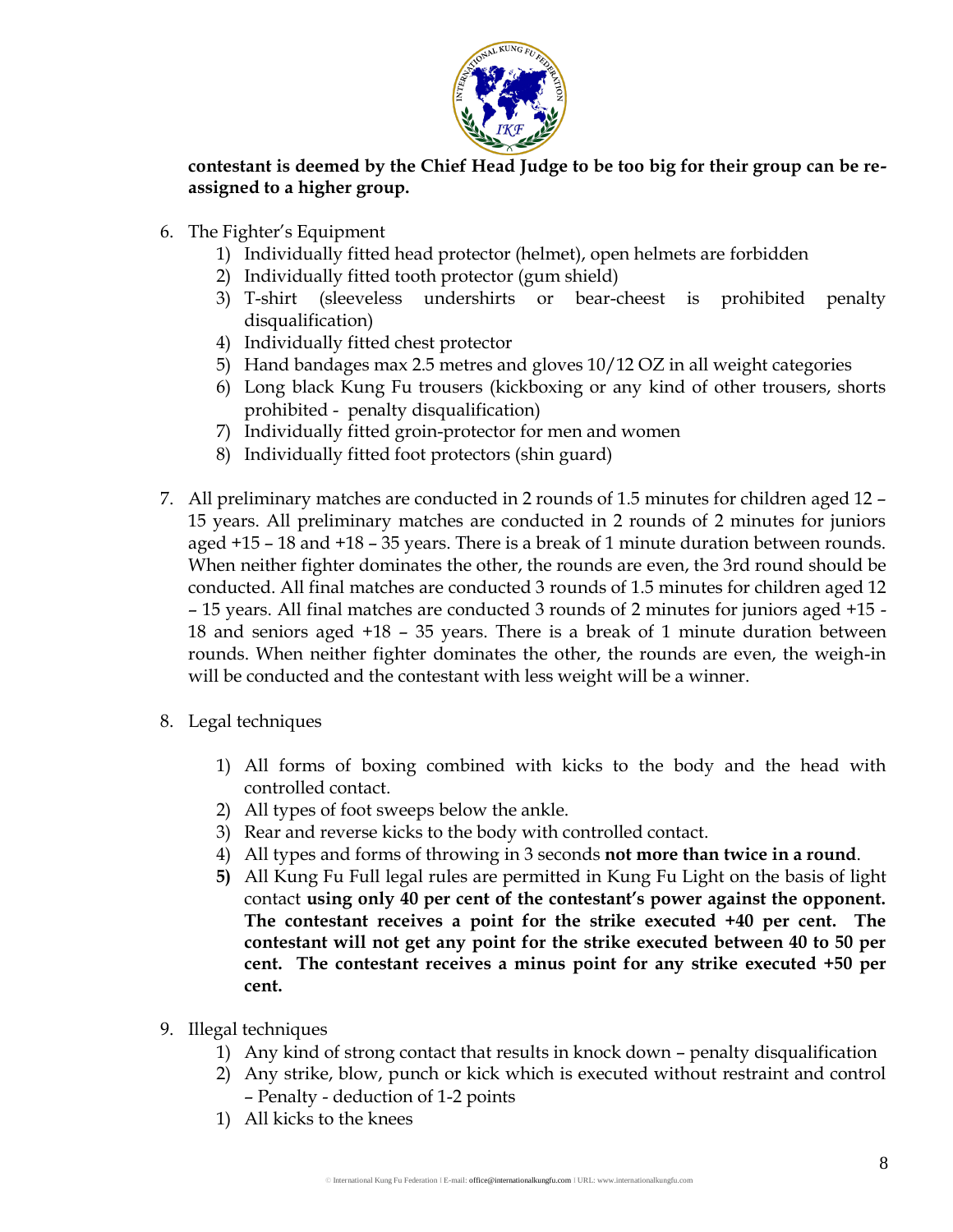**contestant is deemed by the Chief Head Judge to be too big for their group can be re-assigned to a higher group.**

6. The Fighter's Equipment
    1) Individually fitted head protector (helmet), open helmets are forbidden
    2) Individually fitted tooth protector (gum shield)
    3) T-shirt (sleeveless undershirts or bear-cheest is prohibited penalty disqualification)
    4) Individually fitted chest protector
    5) Hand bandages max 2.5 metres and gloves 10/12 OZ in all weight categories
    6) Long black Kung Fu trousers (kickboxing or any kind of other trousers, shorts prohibited - penalty disqualification)
    7) Individually fitted groin-protector for men and women
    8) Individually fitted foot protectors (shin guard)

7. All preliminary matches are conducted in 2 rounds of 1.5 minutes for children aged 12 – 15 years. All preliminary matches are conducted in 2 rounds of 2 minutes for juniors aged +15 – 18 and +18 – 35 years. There is a break of 1 minute duration between rounds. When neither fighter dominates the other, the rounds are even, the 3rd round should be conducted. All final matches are conducted 3 rounds of 1.5 minutes for children aged 12 – 15 years. All final matches are conducted 3 rounds of 2 minutes for juniors aged +15 - 18 and seniors aged +18 – 35 years. There is a break of 1 minute duration between rounds. When neither fighter dominates the other, the rounds are even, the weigh-in will be conducted and the contestant with less weight will be a winner.

8. Legal techniques

    1) All forms of boxing combined with kicks to the body and the head with controlled contact.
    2) All types of foot sweeps below the ankle.
    3) Rear and reverse kicks to the body with controlled contact.
    4) All types and forms of throwing in 3 seconds **not more than twice in a round**.
    **5)** All Kung Fu Full legal rules are permitted in Kung Fu Light on the basis of light contact **using only 40 per cent of the contestant's power against the opponent. The contestant receives a point for the strike executed +40 per cent. The contestant will not get any point for the strike executed between 40 to 50 per cent. The contestant receives a minus point for any strike executed +50 per cent.**

9. Illegal techniques
    1) Any kind of strong contact that results in knock down – penalty disqualification
    2) Any strike, blow, punch or kick which is executed without restraint and control – Penalty - deduction of 1-2 points
    1) All kicks to the knees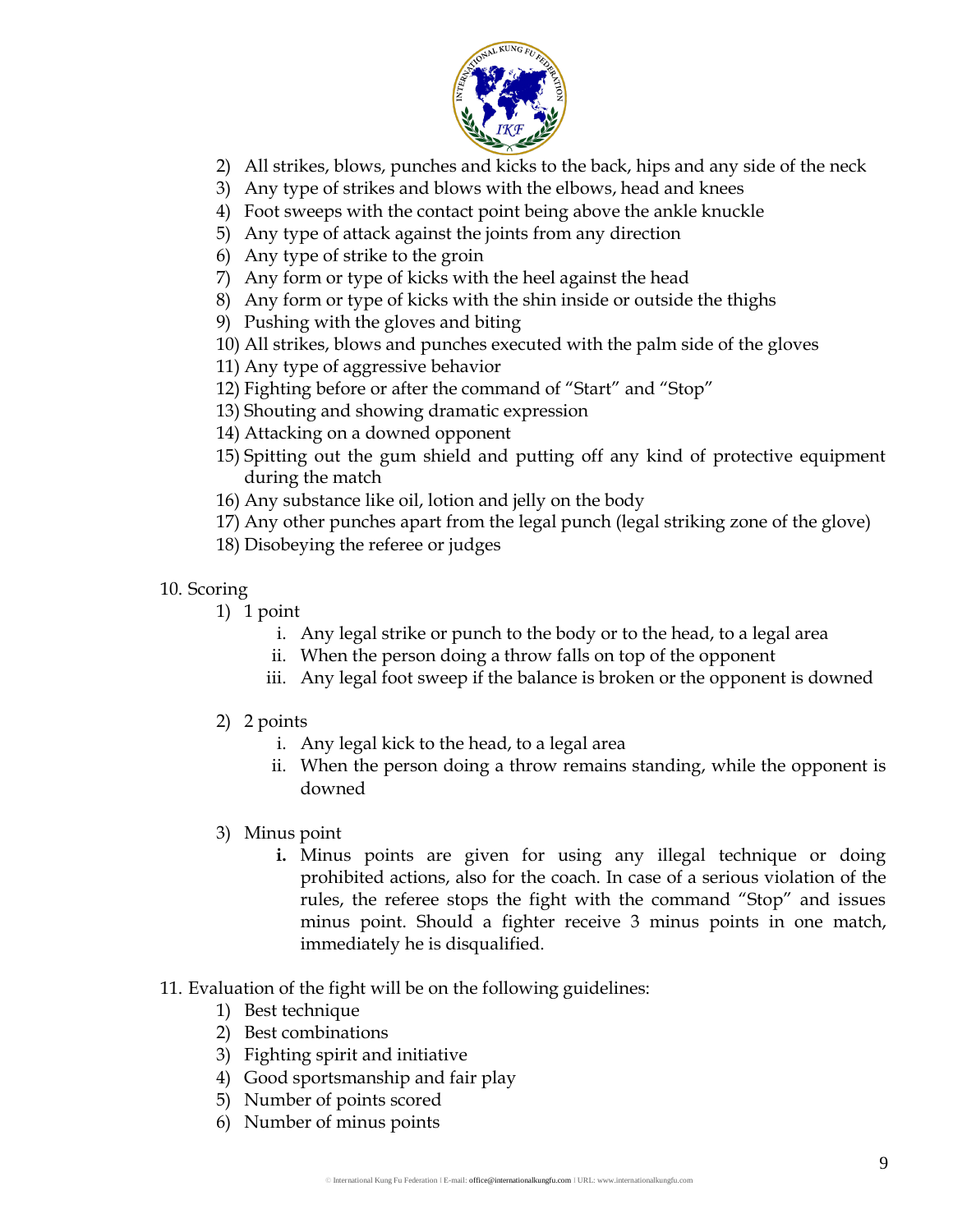2) All strikes, blows, punches and kicks to the back, hips and any side of the neck
3) Any type of strikes and blows with the elbows, head and knees
4) Foot sweeps with the contact point being above the ankle knuckle
5) Any type of attack against the joints from any direction
6) Any type of strike to the groin
7) Any form or type of kicks with the heel against the head
8) Any form or type of kicks with the shin inside or outside the thighs
9) Pushing with the gloves and biting
10) All strikes, blows and punches executed with the palm side of the gloves
11) Any type of aggressive behavior
12) Fighting before or after the command of "Start" and "Stop"
13) Shouting and showing dramatic expression
14) Attacking on a downed opponent
15) Spitting out the gum shield and putting off any kind of protective equipment during the match
16) Any substance like oil, lotion and jelly on the body
17) Any other punches apart from the legal punch (legal striking zone of the glove)
18) Disobeying the referee or judges

10. Scoring
   1) 1 point
      i. Any legal strike or punch to the body or to the head, to a legal area
      ii. When the person doing a throw falls on top of the opponent
      iii. Any legal foot sweep if the balance is broken or the opponent is downed
   2) 2 points
      i. Any legal kick to the head, to a legal area
      ii. When the person doing a throw remains standing, while the opponent is downed
   3) Minus point
      **i.** Minus points are given for using any illegal technique or doing prohibited actions, also for the coach. In case of a serious violation of the rules, the referee stops the fight with the command "Stop" and issues minus point. Should a fighter receive 3 minus points in one match, immediately he is disqualified.

11. Evaluation of the fight will be on the following guidelines:
   1) Best technique
   2) Best combinations
   3) Fighting spirit and initiative
   4) Good sportsmanship and fair play
   5) Number of points scored
   6) Number of minus points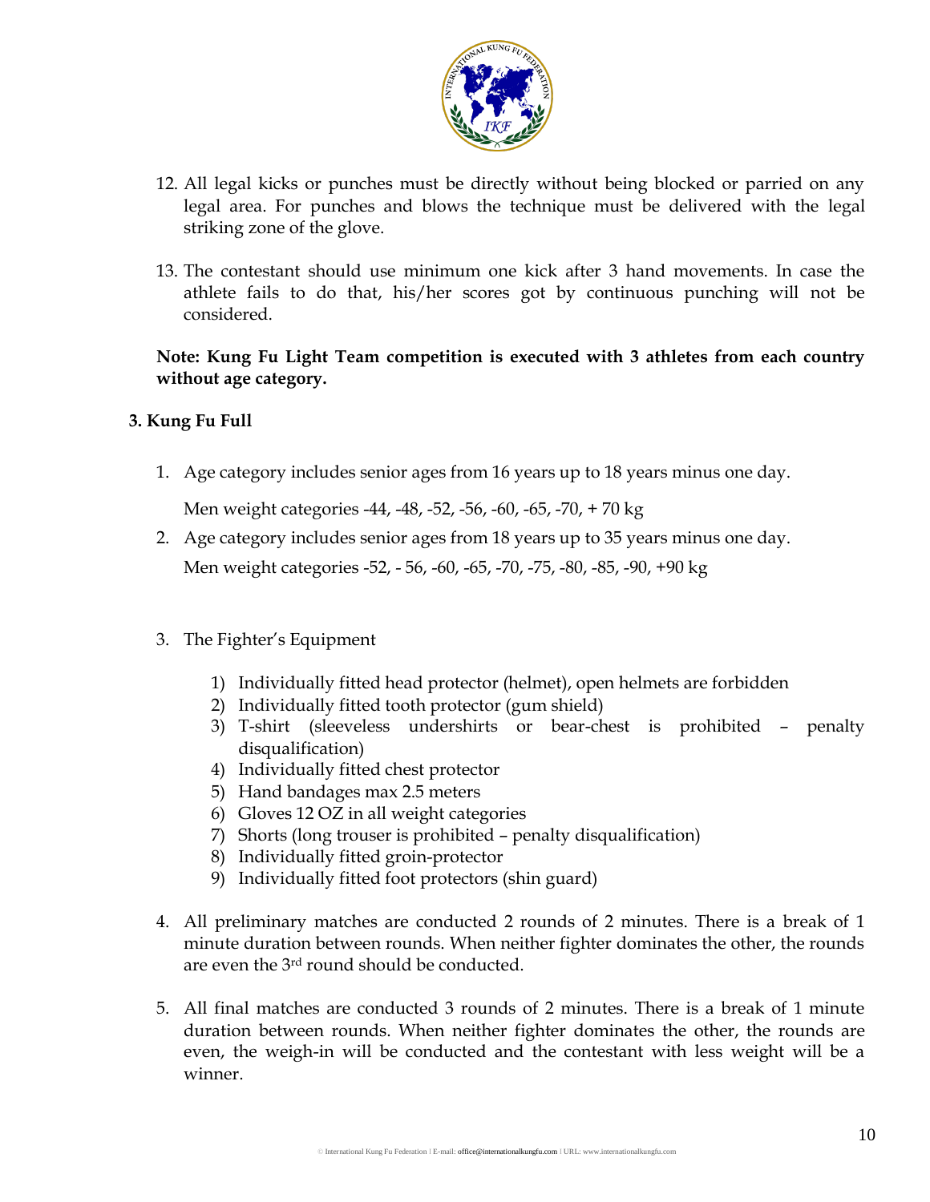12. All legal kicks or punches must be directly without being blocked or parried on any legal area. For punches and blows the technique must be delivered with the legal striking zone of the glove.

13. The contestant should use minimum one kick after 3 hand movements. In case the athlete fails to do that, his/her scores got by continuous punching will not be considered.

**Note: Kung Fu Light Team competition is executed with 3 athletes from each country without age category.**

### 3. Kung Fu Full

1. Age category includes senior ages from 16 years up to 18 years minus one day.

   Men weight categories -44, -48, -52, -56, -60, -65, -70, + 70 kg

2. Age category includes senior ages from 18 years up to 35 years minus one day.

   Men weight categories -52, - 56, -60, -65, -70, -75, -80, -85, -90, +90 kg

3. The Fighter's Equipment

   1) Individually fitted head protector (helmet), open helmets are forbidden
   2) Individually fitted tooth protector (gum shield)
   3) T-shirt (sleeveless undershirts or bear-chest is prohibited – penalty disqualification)
   4) Individually fitted chest protector
   5) Hand bandages max 2.5 meters
   6) Gloves 12 OZ in all weight categories
   7) Shorts (long trouser is prohibited – penalty disqualification)
   8) Individually fitted groin-protector
   9) Individually fitted foot protectors (shin guard)

4. All preliminary matches are conducted 2 rounds of 2 minutes. There is a break of 1 minute duration between rounds. When neither fighter dominates the other, the rounds are even the 3rd round should be conducted.

5. All final matches are conducted 3 rounds of 2 minutes. There is a break of 1 minute duration between rounds. When neither fighter dominates the other, the rounds are even, the weigh-in will be conducted and the contestant with less weight will be a winner.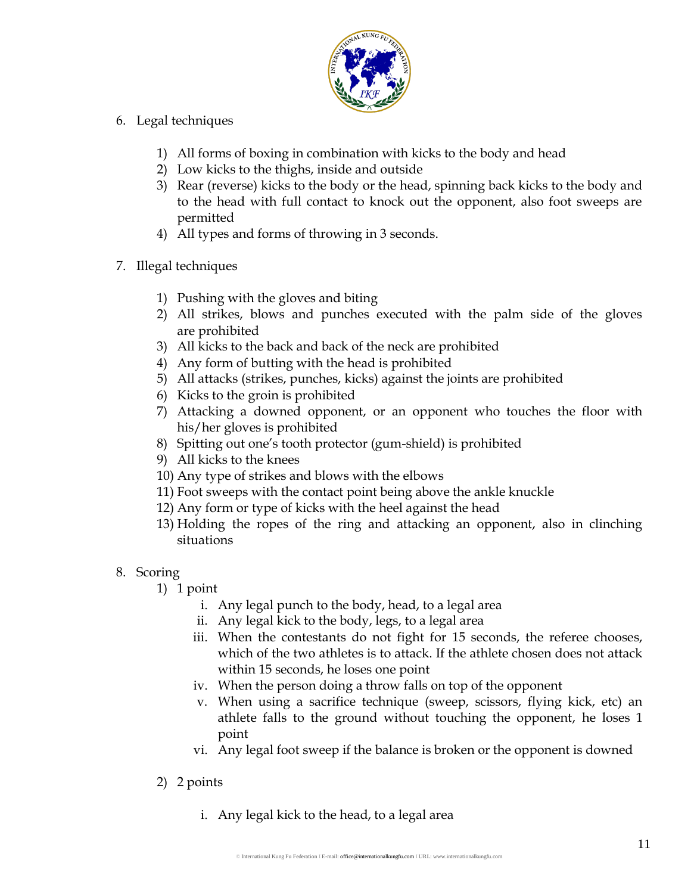6. Legal techniques

    1) All forms of boxing in combination with kicks to the body and head
    2) Low kicks to the thighs, inside and outside
    3) Rear (reverse) kicks to the body or the head, spinning back kicks to the body and to the head with full contact to knock out the opponent, also foot sweeps are permitted
    4) All types and forms of throwing in 3 seconds.

7. Illegal techniques

    1) Pushing with the gloves and biting
    2) All strikes, blows and punches executed with the palm side of the gloves are prohibited
    3) All kicks to the back and back of the neck are prohibited
    4) Any form of butting with the head is prohibited
    5) All attacks (strikes, punches, kicks) against the joints are prohibited
    6) Kicks to the groin is prohibited
    7) Attacking a downed opponent, or an opponent who touches the floor with his/her gloves is prohibited
    8) Spitting out one's tooth protector (gum-shield) is prohibited
    9) All kicks to the knees
    10) Any type of strikes and blows with the elbows
    11) Foot sweeps with the contact point being above the ankle knuckle
    12) Any form or type of kicks with the heel against the head
    13) Holding the ropes of the ring and attacking an opponent, also in clinching situations

8. Scoring
    1) 1 point
        i. Any legal punch to the body, head, to a legal area
        ii. Any legal kick to the body, legs, to a legal area
        iii. When the contestants do not fight for 15 seconds, the referee chooses, which of the two athletes is to attack. If the athlete chosen does not attack within 15 seconds, he loses one point
        iv. When the person doing a throw falls on top of the opponent
        v. When using a sacrifice technique (sweep, scissors, flying kick, etc) an athlete falls to the ground without touching the opponent, he loses 1 point
        vi. Any legal foot sweep if the balance is broken or the opponent is downed

    2) 2 points

        i. Any legal kick to the head, to a legal area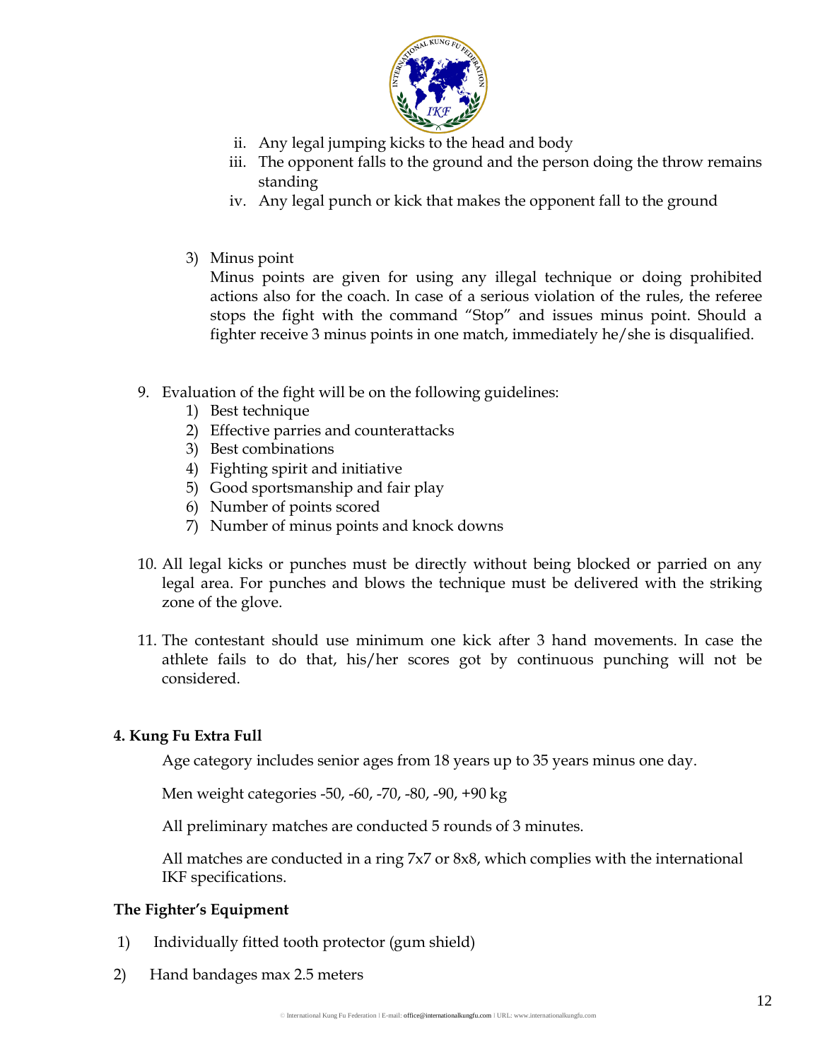ii. Any legal jumping kicks to the head and body
iii. The opponent falls to the ground and the person doing the throw remains standing
iv. Any legal punch or kick that makes the opponent fall to the ground

3) Minus point
   Minus points are given for using any illegal technique or doing prohibited actions also for the coach. In case of a serious violation of the rules, the referee stops the fight with the command "Stop" and issues minus point. Should a fighter receive 3 minus points in one match, immediately he/she is disqualified.

9. Evaluation of the fight will be on the following guidelines:
   1) Best technique
   2) Effective parries and counterattacks
   3) Best combinations
   4) Fighting spirit and initiative
   5) Good sportsmanship and fair play
   6) Number of points scored
   7) Number of minus points and knock downs

10. All legal kicks or punches must be directly without being blocked or parried on any legal area. For punches and blows the technique must be delivered with the striking zone of the glove.

11. The contestant should use minimum one kick after 3 hand movements. In case the athlete fails to do that, his/her scores got by continuous punching will not be considered.

**4. Kung Fu Extra Full**

Age category includes senior ages from 18 years up to 35 years minus one day.

Men weight categories -50, -60, -70, -80, -90, +90 kg

All preliminary matches are conducted 5 rounds of 3 minutes.

All matches are conducted in a ring 7x7 or 8x8, which complies with the international IKF specifications.

**The Fighter's Equipment**

1) Individually fitted tooth protector (gum shield)

2) Hand bandages max 2.5 meters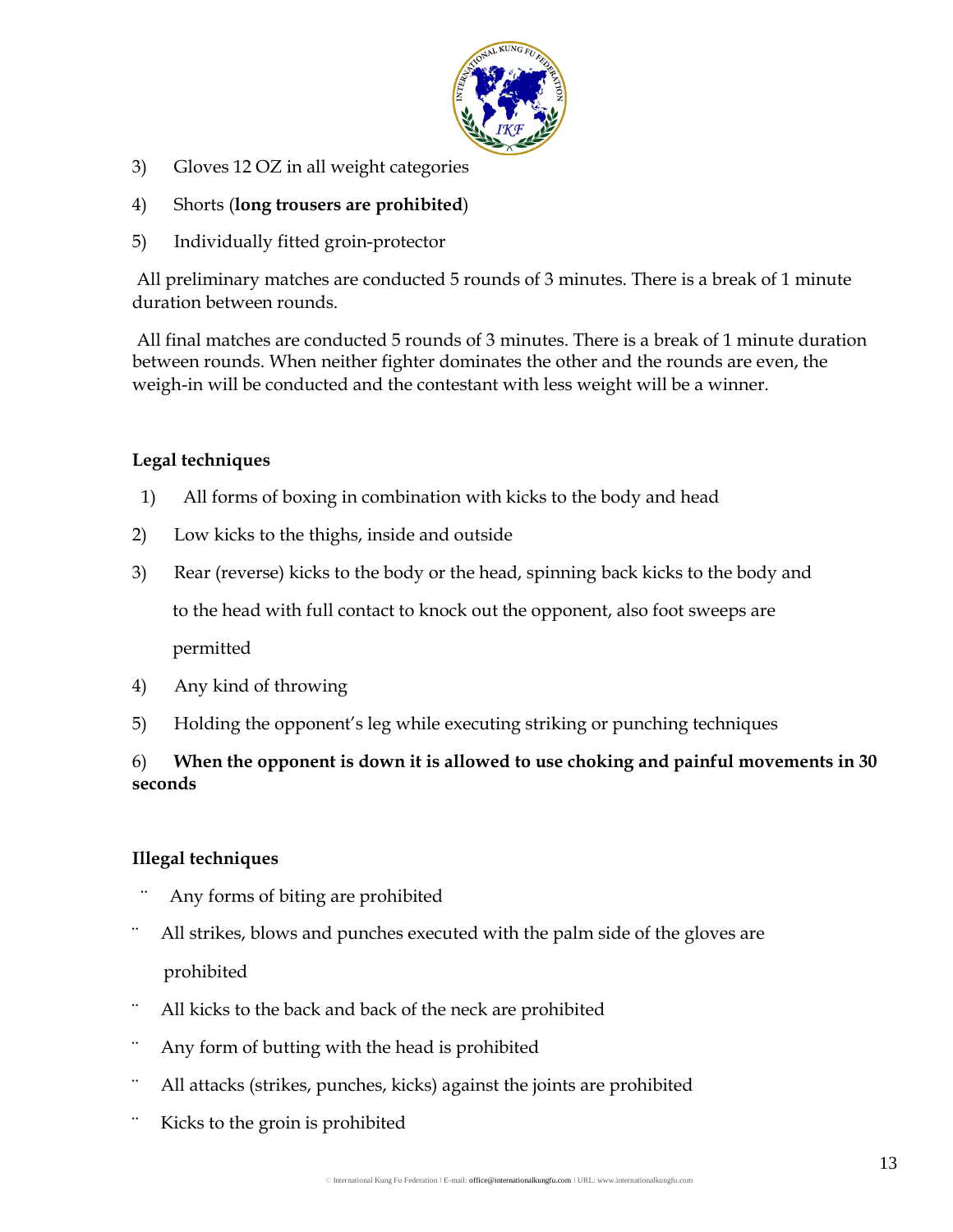3) Gloves 12 OZ in all weight categories

4) Shorts (**long trousers are prohibited**)

5) Individually fitted groin-protector

All preliminary matches are conducted 5 rounds of 3 minutes. There is a break of 1 minute duration between rounds.

All final matches are conducted 5 rounds of 3 minutes. There is a break of 1 minute duration between rounds. When neither fighter dominates the other and the rounds are even, the weigh-in will be conducted and the contestant with less weight will be a winner.

**Legal techniques**

1) All forms of boxing in combination with kicks to the body and head

2) Low kicks to the thighs, inside and outside

3) Rear (reverse) kicks to the body or the head, spinning back kicks to the body and to the head with full contact to knock out the opponent, also foot sweeps are permitted

4) Any kind of throwing

5) Holding the opponent's leg while executing striking or punching techniques

6) **When the opponent is down it is allowed to use choking and painful movements in 30 seconds**

**Illegal techniques**

- Any forms of biting are prohibited
- All strikes, blows and punches executed with the palm side of the gloves are prohibited
- All kicks to the back and back of the neck are prohibited
- Any form of butting with the head is prohibited
- All attacks (strikes, punches, kicks) against the joints are prohibited
- Kicks to the groin is prohibited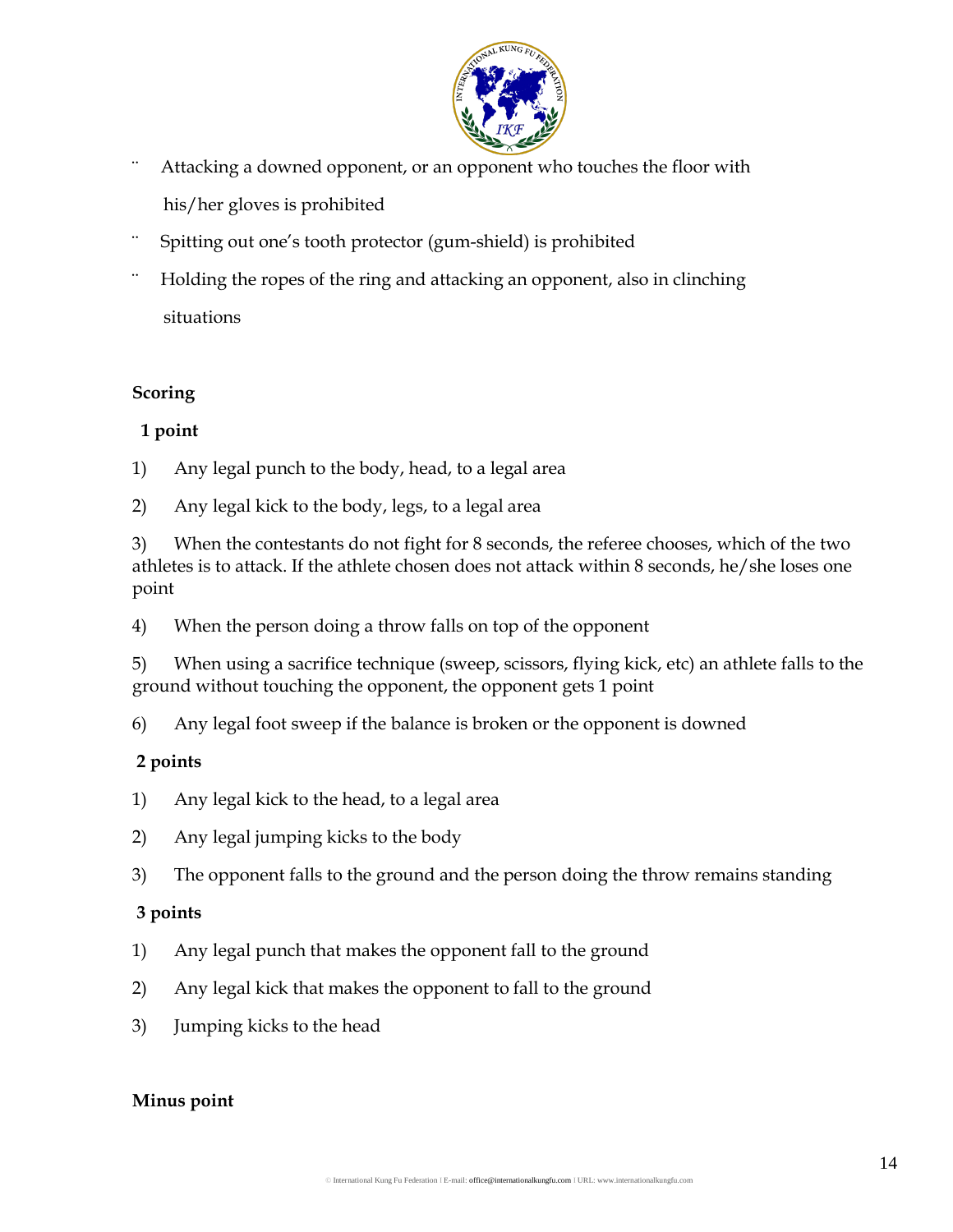- Attacking a downed opponent, or an opponent who touches the floor with his/her gloves is prohibited
- Spitting out one's tooth protector (gum-shield) is prohibited
- Holding the ropes of the ring and attacking an opponent, also in clinching situations

**Scoring**

**1 point**

1) Any legal punch to the body, head, to a legal area

2) Any legal kick to the body, legs, to a legal area

3) When the contestants do not fight for 8 seconds, the referee chooses, which of the two athletes is to attack. If the athlete chosen does not attack within 8 seconds, he/she loses one point

4) When the person doing a throw falls on top of the opponent

5) When using a sacrifice technique (sweep, scissors, flying kick, etc) an athlete falls to the ground without touching the opponent, the opponent gets 1 point

6) Any legal foot sweep if the balance is broken or the opponent is downed

**2 points**

1) Any legal kick to the head, to a legal area

2) Any legal jumping kicks to the body

3) The opponent falls to the ground and the person doing the throw remains standing

**3 points**

1) Any legal punch that makes the opponent fall to the ground

2) Any legal kick that makes the opponent to fall to the ground

3) Jumping kicks to the head

**Minus point**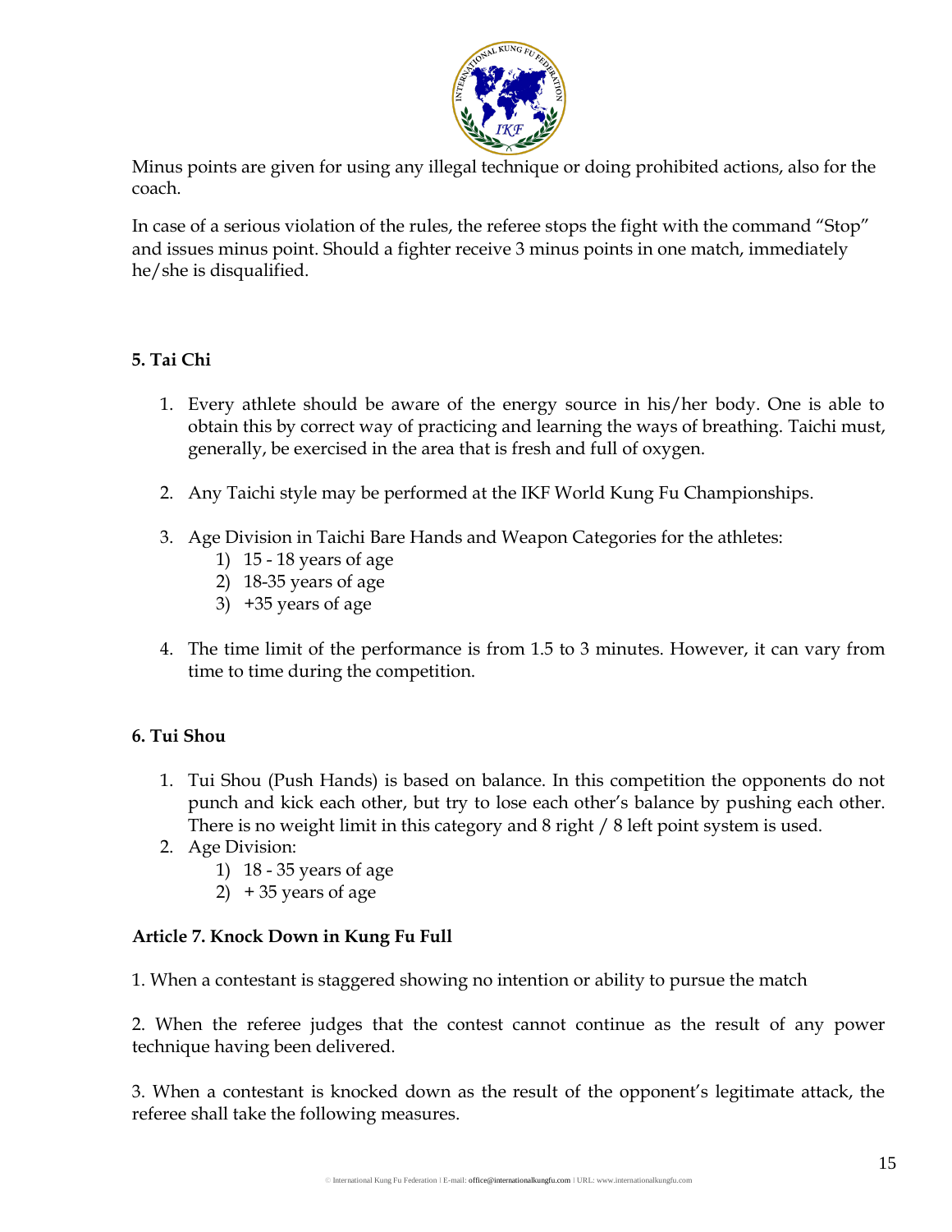Minus points are given for using any illegal technique or doing prohibited actions, also for the coach.

In case of a serious violation of the rules, the referee stops the fight with the command "Stop" and issues minus point. Should a fighter receive 3 minus points in one match, immediately he/she is disqualified.

### 5. Tai Chi

1. Every athlete should be aware of the energy source in his/her body. One is able to obtain this by correct way of practicing and learning the ways of breathing. Taichi must, generally, be exercised in the area that is fresh and full of oxygen.

2. Any Taichi style may be performed at the IKF World Kung Fu Championships.

3. Age Division in Taichi Bare Hands and Weapon Categories for the athletes:
   1) 15 - 18 years of age
   2) 18-35 years of age
   3) +35 years of age

4. The time limit of the performance is from 1.5 to 3 minutes. However, it can vary from time to time during the competition.

### 6. Tui Shou

1. Tui Shou (Push Hands) is based on balance. In this competition the opponents do not punch and kick each other, but try to lose each other's balance by pushing each other. There is no weight limit in this category and 8 right / 8 left point system is used.
2. Age Division:
   1) 18 - 35 years of age
   2) + 35 years of age

### Article 7. Knock Down in Kung Fu Full

1. When a contestant is staggered showing no intention or ability to pursue the match

2. When the referee judges that the contest cannot continue as the result of any power technique having been delivered.

3. When a contestant is knocked down as the result of the opponent's legitimate attack, the referee shall take the following measures.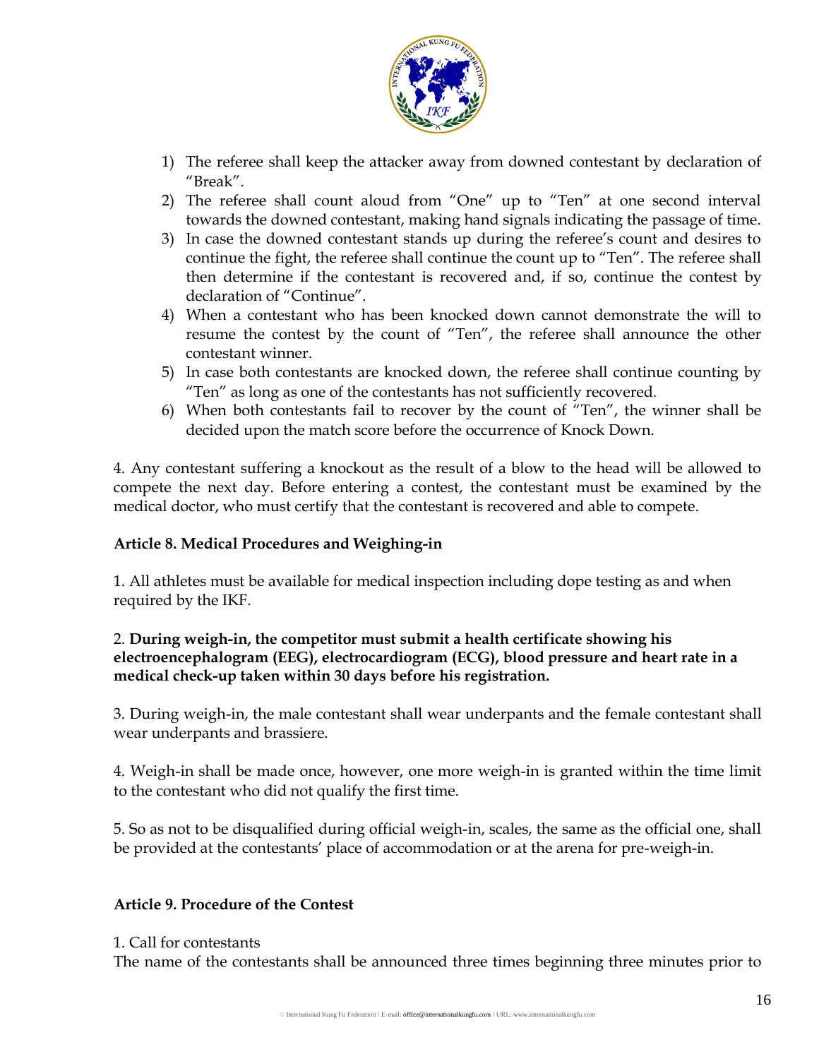1) The referee shall keep the attacker away from downed contestant by declaration of "Break".
2) The referee shall count aloud from "One" up to "Ten" at one second interval towards the downed contestant, making hand signals indicating the passage of time.
3) In case the downed contestant stands up during the referee's count and desires to continue the fight, the referee shall continue the count up to "Ten". The referee shall then determine if the contestant is recovered and, if so, continue the contest by declaration of "Continue".
4) When a contestant who has been knocked down cannot demonstrate the will to resume the contest by the count of "Ten", the referee shall announce the other contestant winner.
5) In case both contestants are knocked down, the referee shall continue counting by "Ten" as long as one of the contestants has not sufficiently recovered.
6) When both contestants fail to recover by the count of "Ten", the winner shall be decided upon the match score before the occurrence of Knock Down.

4. Any contestant suffering a knockout as the result of a blow to the head will be allowed to compete the next day. Before entering a contest, the contestant must be examined by the medical doctor, who must certify that the contestant is recovered and able to compete.

**Article 8. Medical Procedures and Weighing-in**

1. All athletes must be available for medical inspection including dope testing as and when required by the IKF.

2. **During weigh-in, the competitor must submit a health certificate showing his electroencephalogram (EEG), electrocardiogram (ECG), blood pressure and heart rate in a medical check-up taken within 30 days before his registration.**

3. During weigh-in, the male contestant shall wear underpants and the female contestant shall wear underpants and brassiere.

4. Weigh-in shall be made once, however, one more weigh-in is granted within the time limit to the contestant who did not qualify the first time.

5. So as not to be disqualified during official weigh-in, scales, the same as the official one, shall be provided at the contestants' place of accommodation or at the arena for pre-weigh-in.

**Article 9. Procedure of the Contest**

1. Call for contestants
The name of the contestants shall be announced three times beginning three minutes prior to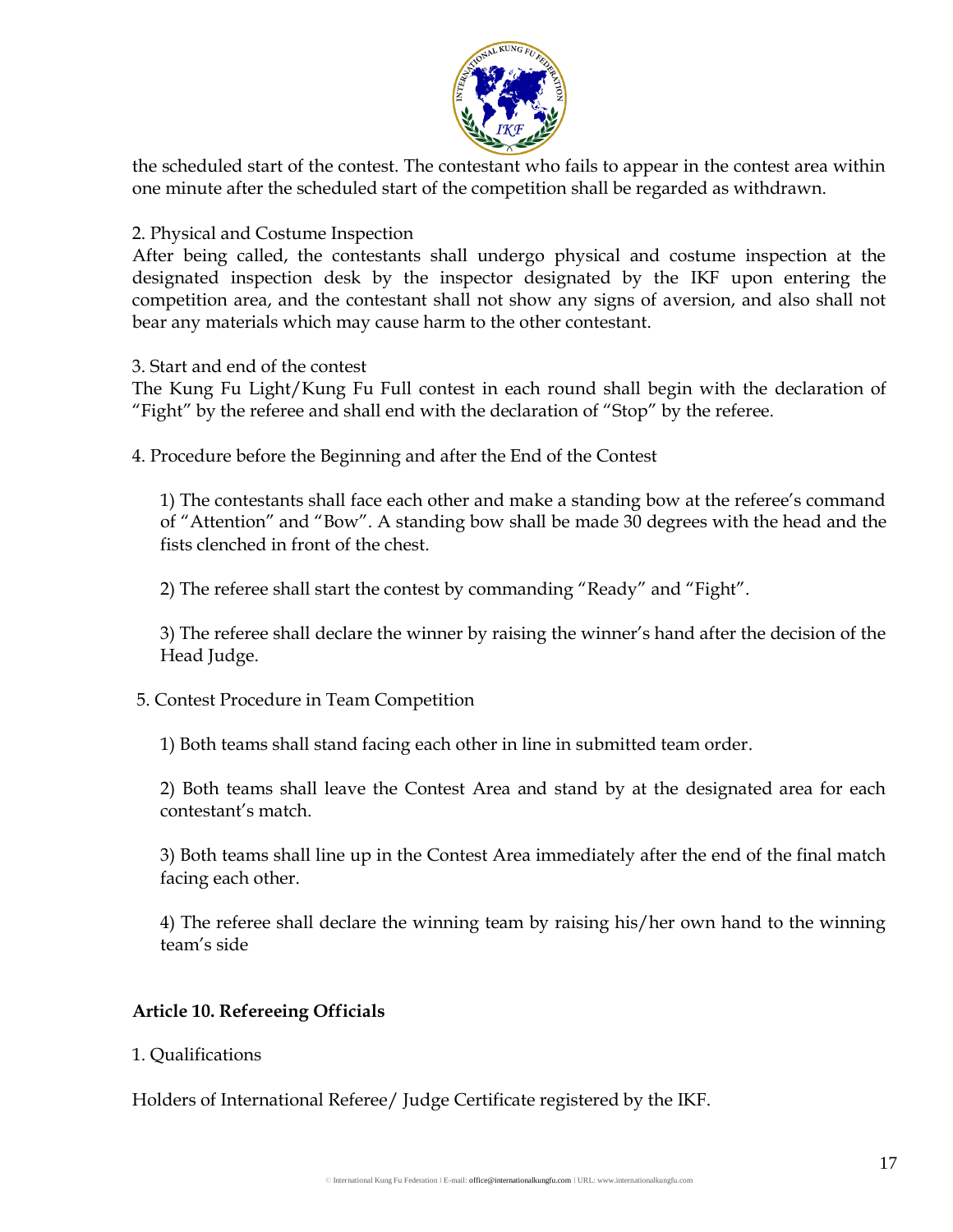the scheduled start of the contest. The contestant who fails to appear in the contest area within one minute after the scheduled start of the competition shall be regarded as withdrawn.

2. Physical and Costume Inspection

After being called, the contestants shall undergo physical and costume inspection at the designated inspection desk by the inspector designated by the IKF upon entering the competition area, and the contestant shall not show any signs of aversion, and also shall not bear any materials which may cause harm to the other contestant.

3. Start and end of the contest

The Kung Fu Light/Kung Fu Full contest in each round shall begin with the declaration of "Fight" by the referee and shall end with the declaration of "Stop" by the referee.

4. Procedure before the Beginning and after the End of the Contest

1) The contestants shall face each other and make a standing bow at the referee's command of "Attention" and "Bow". A standing bow shall be made 30 degrees with the head and the fists clenched in front of the chest.

2) The referee shall start the contest by commanding "Ready" and "Fight".

3) The referee shall declare the winner by raising the winner's hand after the decision of the Head Judge.

5. Contest Procedure in Team Competition

1) Both teams shall stand facing each other in line in submitted team order.

2) Both teams shall leave the Contest Area and stand by at the designated area for each contestant's match.

3) Both teams shall line up in the Contest Area immediately after the end of the final match facing each other.

4) The referee shall declare the winning team by raising his/her own hand to the winning team's side

**Article 10. Refereeing Officials**

1. Qualifications

Holders of International Referee/ Judge Certificate registered by the IKF.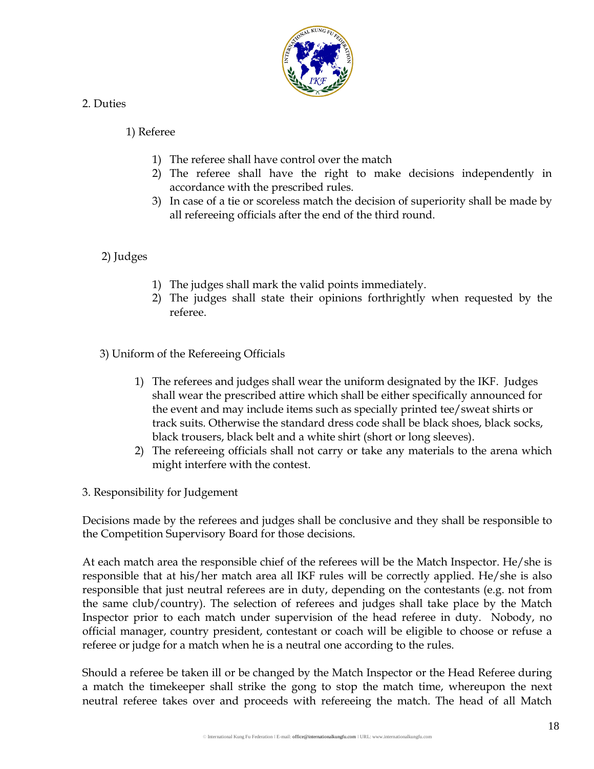## 2. Duties

### 1) Referee

1) The referee shall have control over the match
2) The referee shall have the right to make decisions independently in accordance with the prescribed rules.
3) In case of a tie or scoreless match the decision of superiority shall be made by all refereeing officials after the end of the third round.

### 2) Judges

1) The judges shall mark the valid points immediately.
2) The judges shall state their opinions forthrightly when requested by the referee.

### 3) Uniform of the Refereeing Officials

1) The referees and judges shall wear the uniform designated by the IKF. Judges shall wear the prescribed attire which shall be either specifically announced for the event and may include items such as specially printed tee/sweat shirts or track suits. Otherwise the standard dress code shall be black shoes, black socks, black trousers, black belt and a white shirt (short or long sleeves).
2) The refereeing officials shall not carry or take any materials to the arena which might interfere with the contest.

## 3. Responsibility for Judgement

Decisions made by the referees and judges shall be conclusive and they shall be responsible to the Competition Supervisory Board for those decisions.

At each match area the responsible chief of the referees will be the Match Inspector. He/she is responsible that at his/her match area all IKF rules will be correctly applied. He/she is also responsible that just neutral referees are in duty, depending on the contestants (e.g. not from the same club/country). The selection of referees and judges shall take place by the Match Inspector prior to each match under supervision of the head referee in duty. Nobody, no official manager, country president, contestant or coach will be eligible to choose or refuse a referee or judge for a match when he is a neutral one according to the rules.

Should a referee be taken ill or be changed by the Match Inspector or the Head Referee during a match the timekeeper shall strike the gong to stop the match time, whereupon the next neutral referee takes over and proceeds with refereeing the match. The head of all Match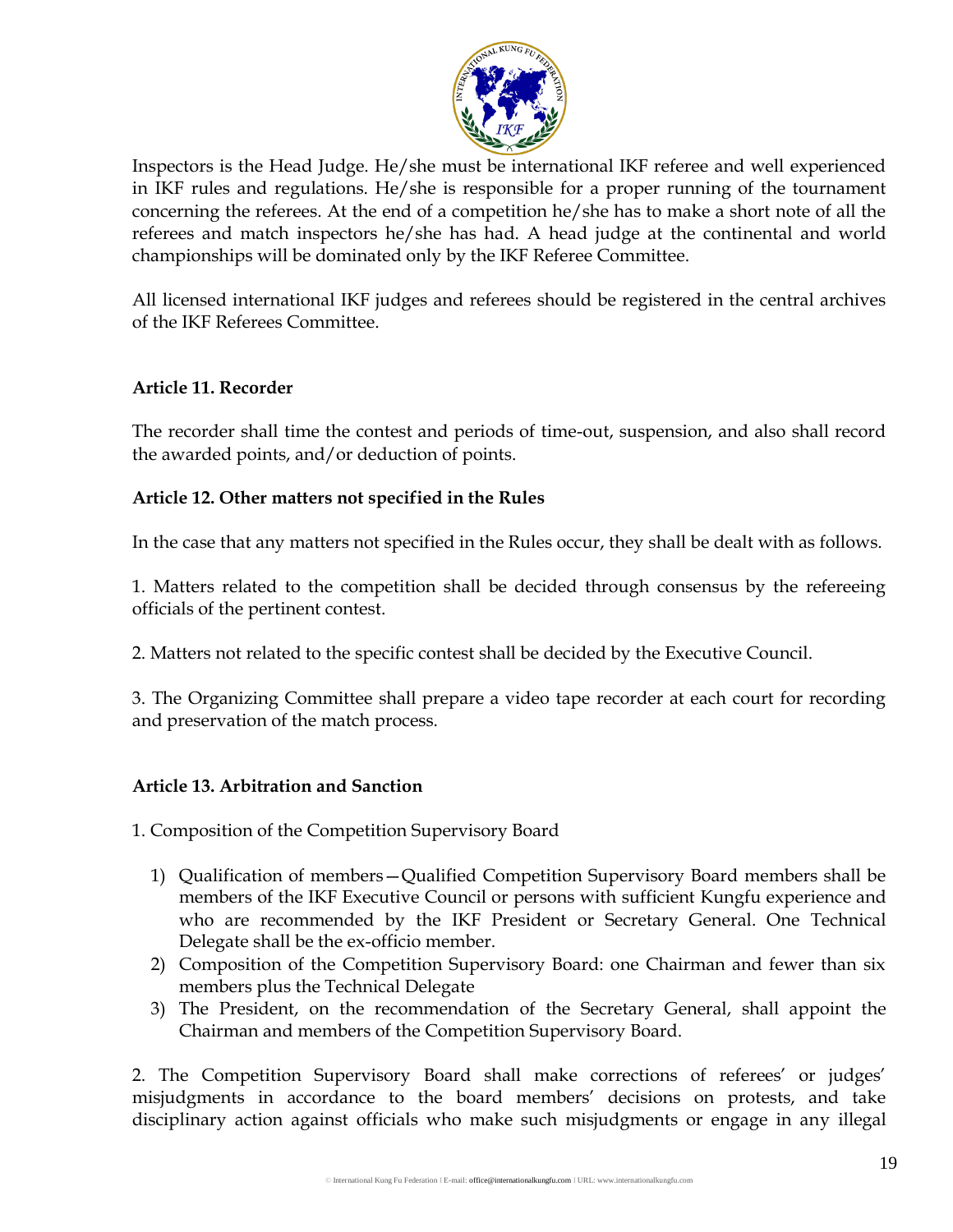Inspectors is the Head Judge. He/she must be international IKF referee and well experienced in IKF rules and regulations. He/she is responsible for a proper running of the tournament concerning the referees. At the end of a competition he/she has to make a short note of all the referees and match inspectors he/she has had. A head judge at the continental and world championships will be dominated only by the IKF Referee Committee.

All licensed international IKF judges and referees should be registered in the central archives of the IKF Referees Committee.

**Article 11. Recorder**

The recorder shall time the contest and periods of time-out, suspension, and also shall record the awarded points, and/or deduction of points.

**Article 12. Other matters not specified in the Rules**

In the case that any matters not specified in the Rules occur, they shall be dealt with as follows.

1. Matters related to the competition shall be decided through consensus by the refereeing officials of the pertinent contest.

2. Matters not related to the specific contest shall be decided by the Executive Council.

3. The Organizing Committee shall prepare a video tape recorder at each court for recording and preservation of the match process.

**Article 13. Arbitration and Sanction**

1. Composition of the Competition Supervisory Board

   1) Qualification of members—Qualified Competition Supervisory Board members shall be members of the IKF Executive Council or persons with sufficient Kungfu experience and who are recommended by the IKF President or Secretary General. One Technical Delegate shall be the ex-officio member.
   2) Composition of the Competition Supervisory Board: one Chairman and fewer than six members plus the Technical Delegate
   3) The President, on the recommendation of the Secretary General, shall appoint the Chairman and members of the Competition Supervisory Board.

2. The Competition Supervisory Board shall make corrections of referees' or judges' misjudgments in accordance to the board members' decisions on protests, and take disciplinary action against officials who make such misjudgments or engage in any illegal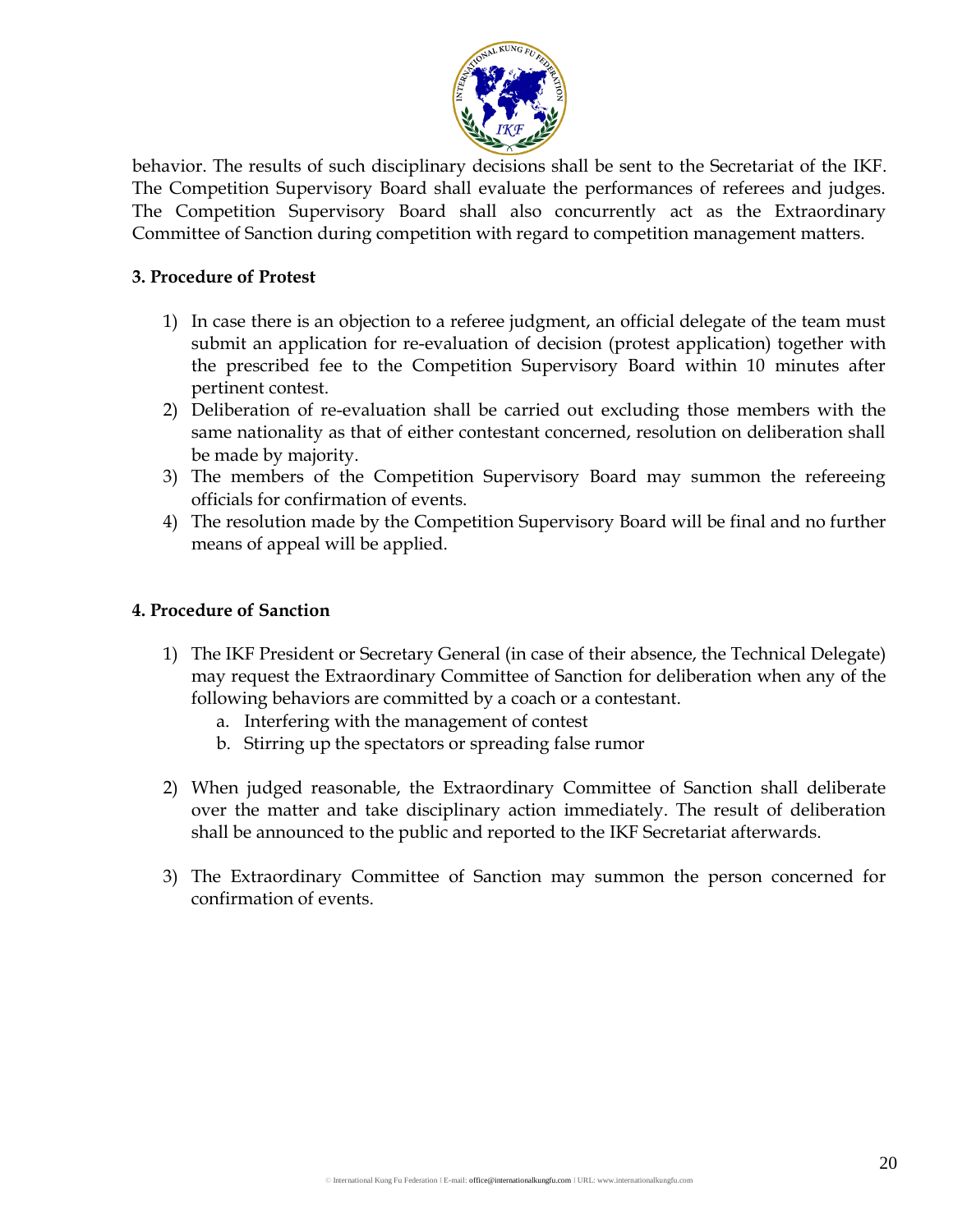behavior. The results of such disciplinary decisions shall be sent to the Secretariat of the IKF. The Competition Supervisory Board shall evaluate the performances of referees and judges. The Competition Supervisory Board shall also concurrently act as the Extraordinary Committee of Sanction during competition with regard to competition management matters.

**3. Procedure of Protest**

1) In case there is an objection to a referee judgment, an official delegate of the team must submit an application for re-evaluation of decision (protest application) together with the prescribed fee to the Competition Supervisory Board within 10 minutes after pertinent contest.
2) Deliberation of re-evaluation shall be carried out excluding those members with the same nationality as that of either contestant concerned, resolution on deliberation shall be made by majority.
3) The members of the Competition Supervisory Board may summon the refereeing officials for confirmation of events.
4) The resolution made by the Competition Supervisory Board will be final and no further means of appeal will be applied.

**4. Procedure of Sanction**

1) The IKF President or Secretary General (in case of their absence, the Technical Delegate) may request the Extraordinary Committee of Sanction for deliberation when any of the following behaviors are committed by a coach or a contestant.
   a. Interfering with the management of contest
   b. Stirring up the spectators or spreading false rumor

2) When judged reasonable, the Extraordinary Committee of Sanction shall deliberate over the matter and take disciplinary action immediately. The result of deliberation shall be announced to the public and reported to the IKF Secretariat afterwards.

3) The Extraordinary Committee of Sanction may summon the person concerned for confirmation of events.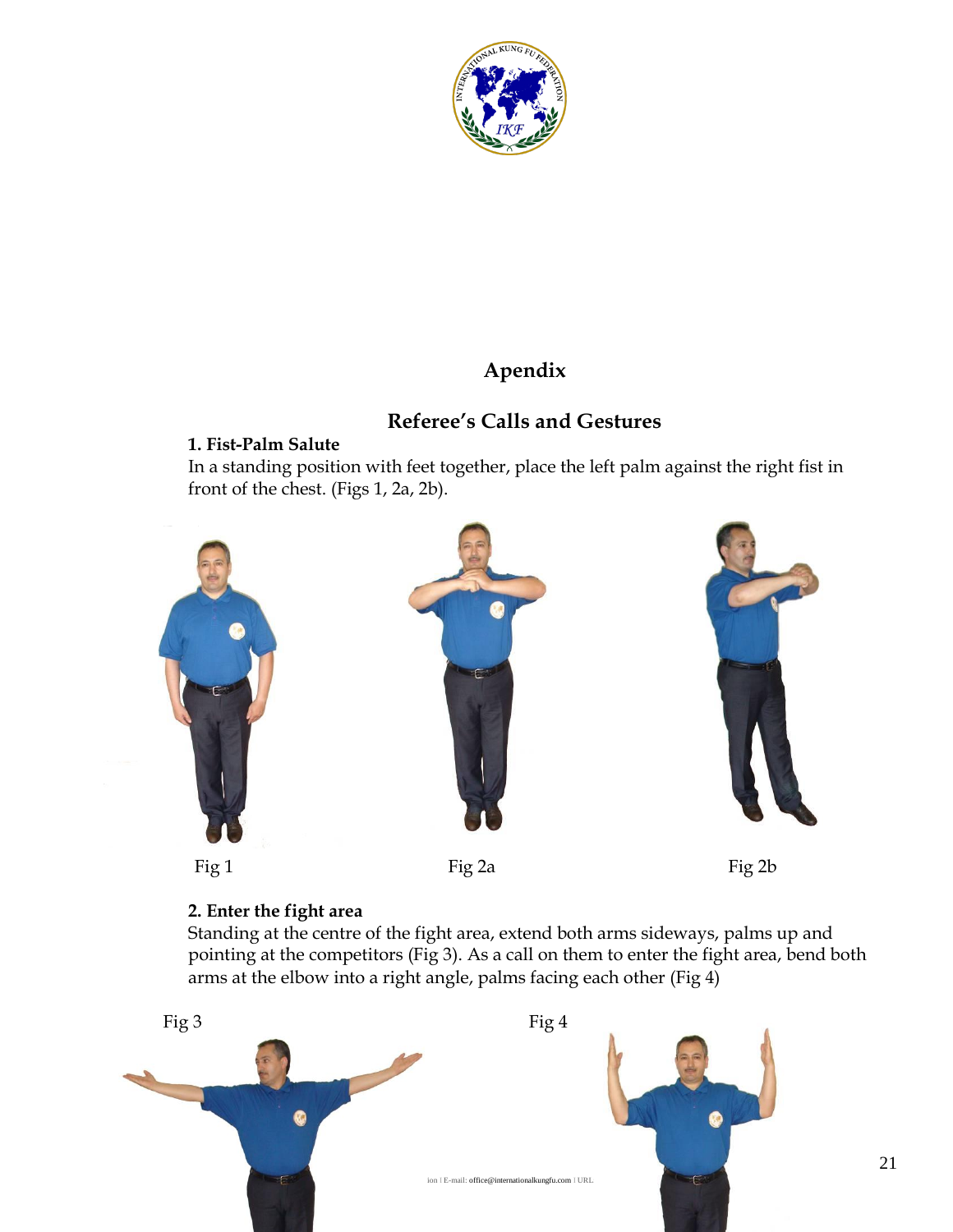# Apendix

## Referee's Calls and Gestures

### 1. Fist-Palm Salute

In a standing position with feet together, place the left palm against the right fist in front of the chest. (Figs 1, 2a, 2b).

Fig 1

Fig 2a

Fig 2b

### 2. Enter the fight area

Standing at the centre of the fight area, extend both arms sideways, palms up and pointing at the competitors (Fig 3). As a call on them to enter the fight area, bend both arms at the elbow into a right angle, palms facing each other (Fig 4)

Fig 3

Fig 4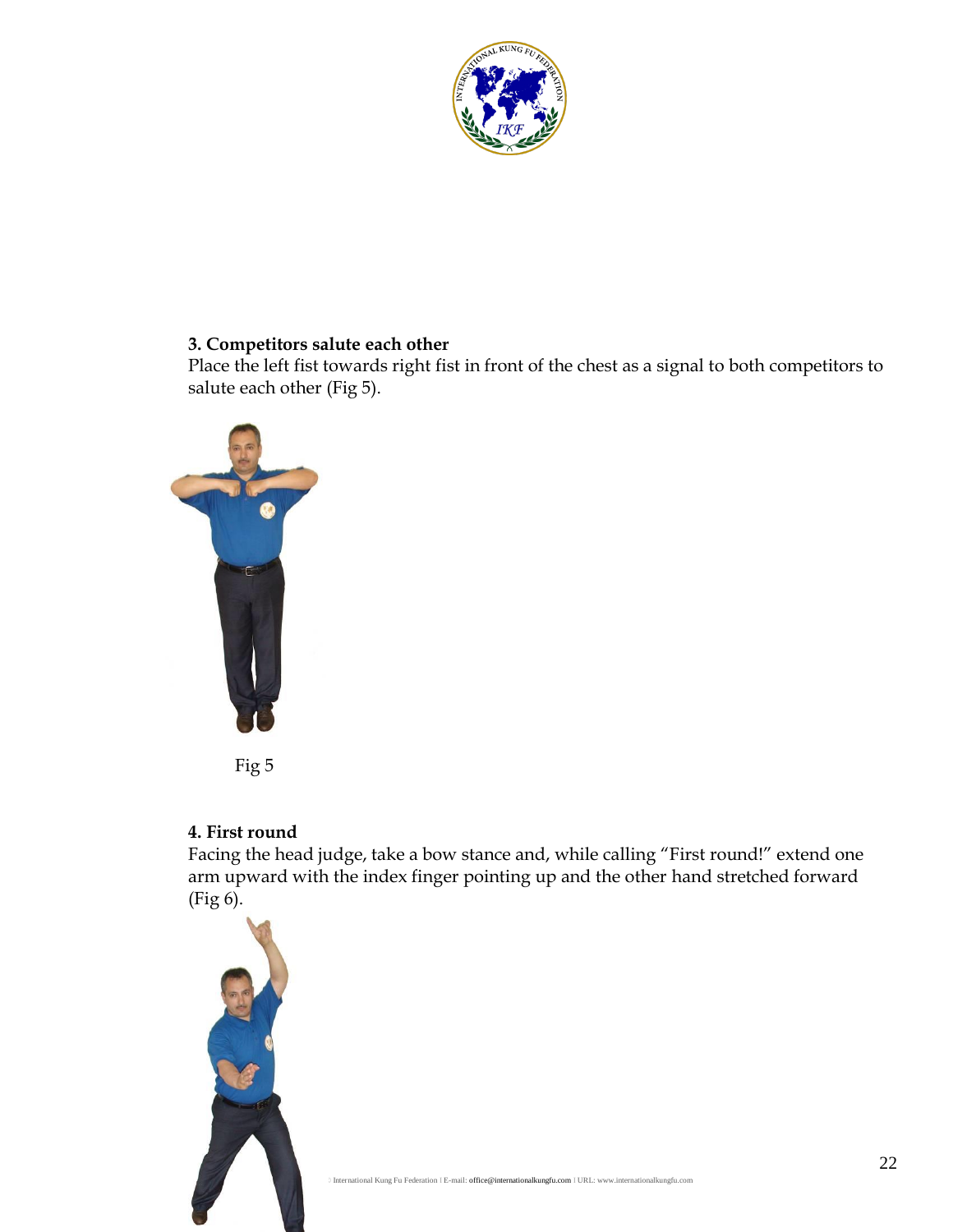### 3. Competitors salute each other

Place the left fist towards right fist in front of the chest as a signal to both competitors to salute each other (Fig 5).

Fig 5

### 4. First round

Facing the head judge, take a bow stance and, while calling “First round!” extend one arm upward with the index finger pointing up and the other hand stretched forward (Fig 6).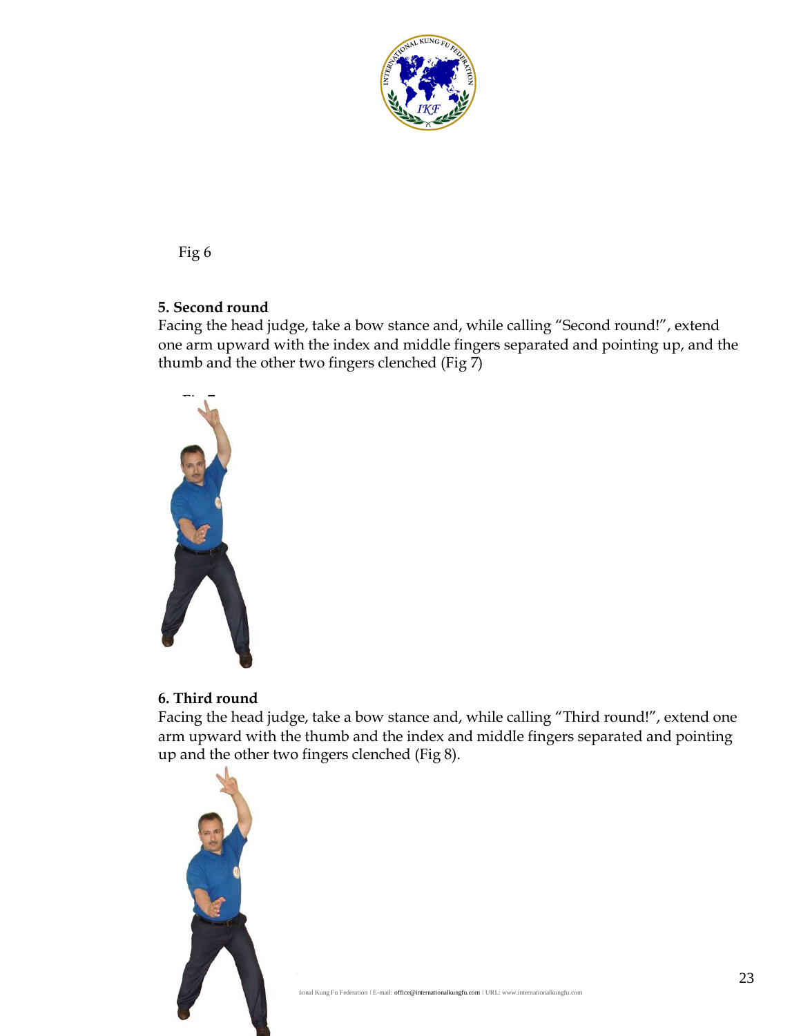Fig 6

**5. Second round**

Facing the head judge, take a bow stance and, while calling “Second round!”, extend one arm upward with the index and middle fingers separated and pointing up, and the thumb and the other two fingers clenched (Fig 7)

Fig 7

**6. Third round**

Facing the head judge, take a bow stance and, while calling “Third round!”, extend one arm upward with the thumb and the index and middle fingers separated and pointing up and the other two fingers clenched (Fig 8).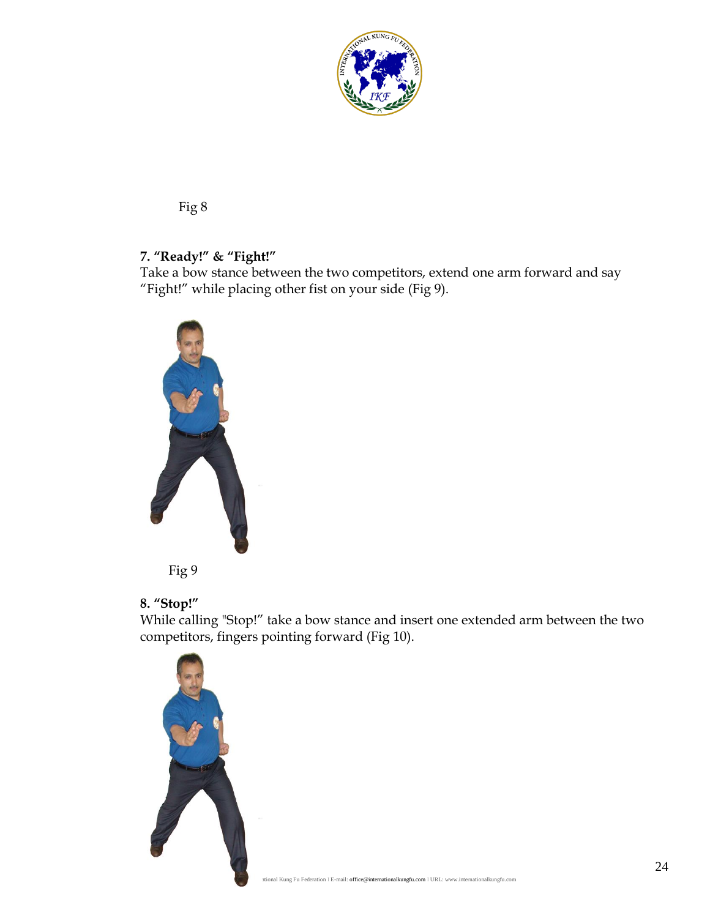Fig 8

**7. “Ready!” & “Fight!”**

Take a bow stance between the two competitors, extend one arm forward and say “Fight!” while placing other fist on your side (Fig 9).

Fig 9

**8. “Stop!”**

While calling "Stop!” take a bow stance and insert one extended arm between the two competitors, fingers pointing forward (Fig 10).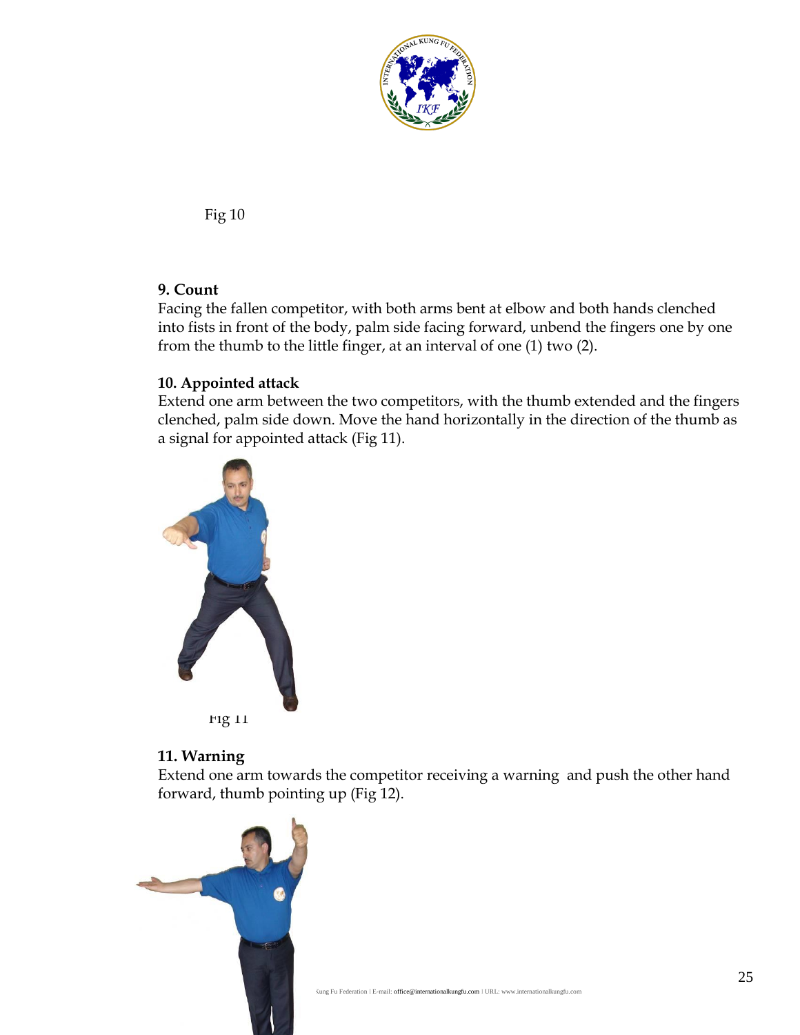Fig 10

**9. Count**

Facing the fallen competitor, with both arms bent at elbow and both hands clenched into fists in front of the body, palm side facing forward, unbend the fingers one by one from the thumb to the little finger, at an interval of one (1) two (2).

**10. Appointed attack**

Extend one arm between the two competitors, with the thumb extended and the fingers clenched, palm side down. Move the hand horizontally in the direction of the thumb as a signal for appointed attack (Fig 11).

Fig 11

**11. Warning**

Extend one arm towards the competitor receiving a warning and push the other hand forward, thumb pointing up (Fig 12).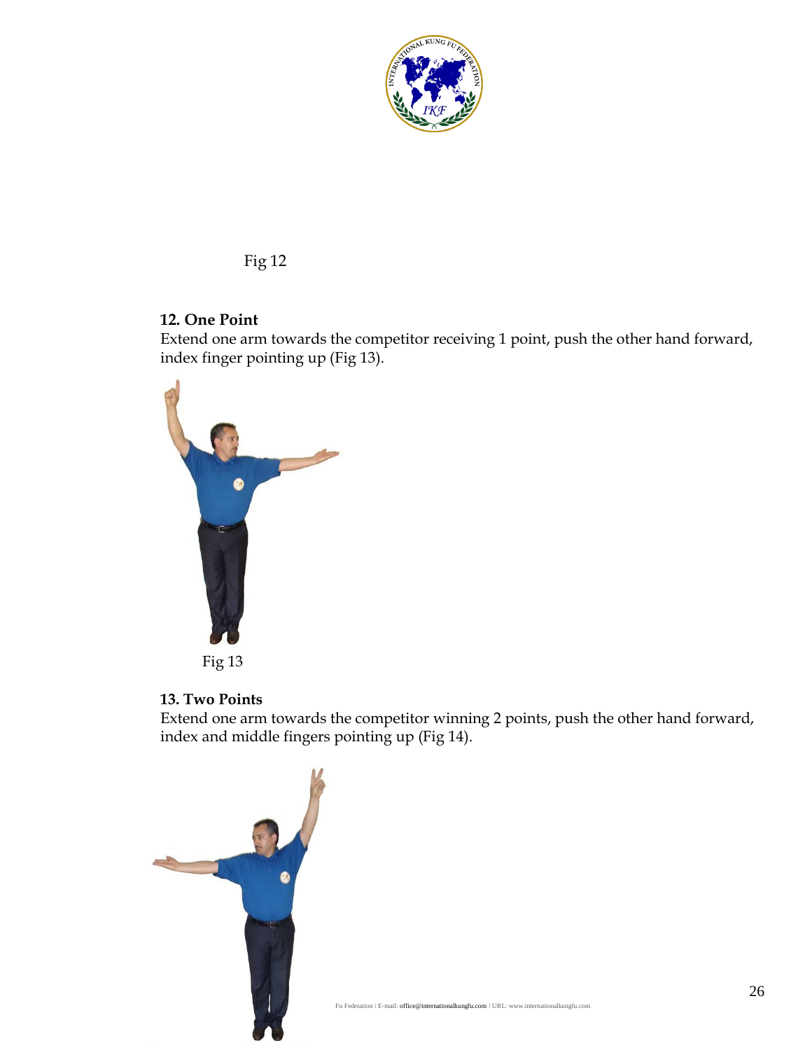Fig 12

**12. One Point**

Extend one arm towards the competitor receiving 1 point, push the other hand forward, index finger pointing up (Fig 13).

Fig 13

**13. Two Points**

Extend one arm towards the competitor winning 2 points, push the other hand forward, index and middle fingers pointing up (Fig 14).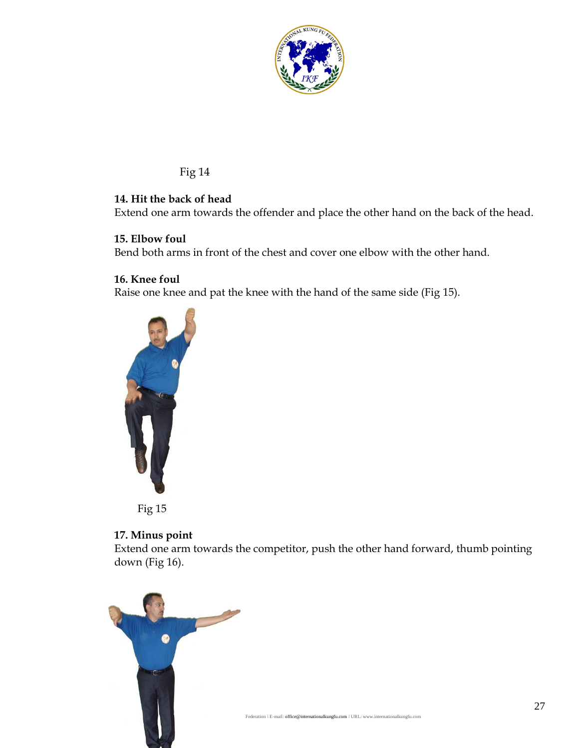Fig 14

**14. Hit the back of head**
Extend one arm towards the offender and place the other hand on the back of the head.

**15. Elbow foul**
Bend both arms in front of the chest and cover one elbow with the other hand.

**16. Knee foul**
Raise one knee and pat the knee with the hand of the same side (Fig 15).

Fig 15

**17. Minus point**
Extend one arm towards the competitor, push the other hand forward, thumb pointing down (Fig 16).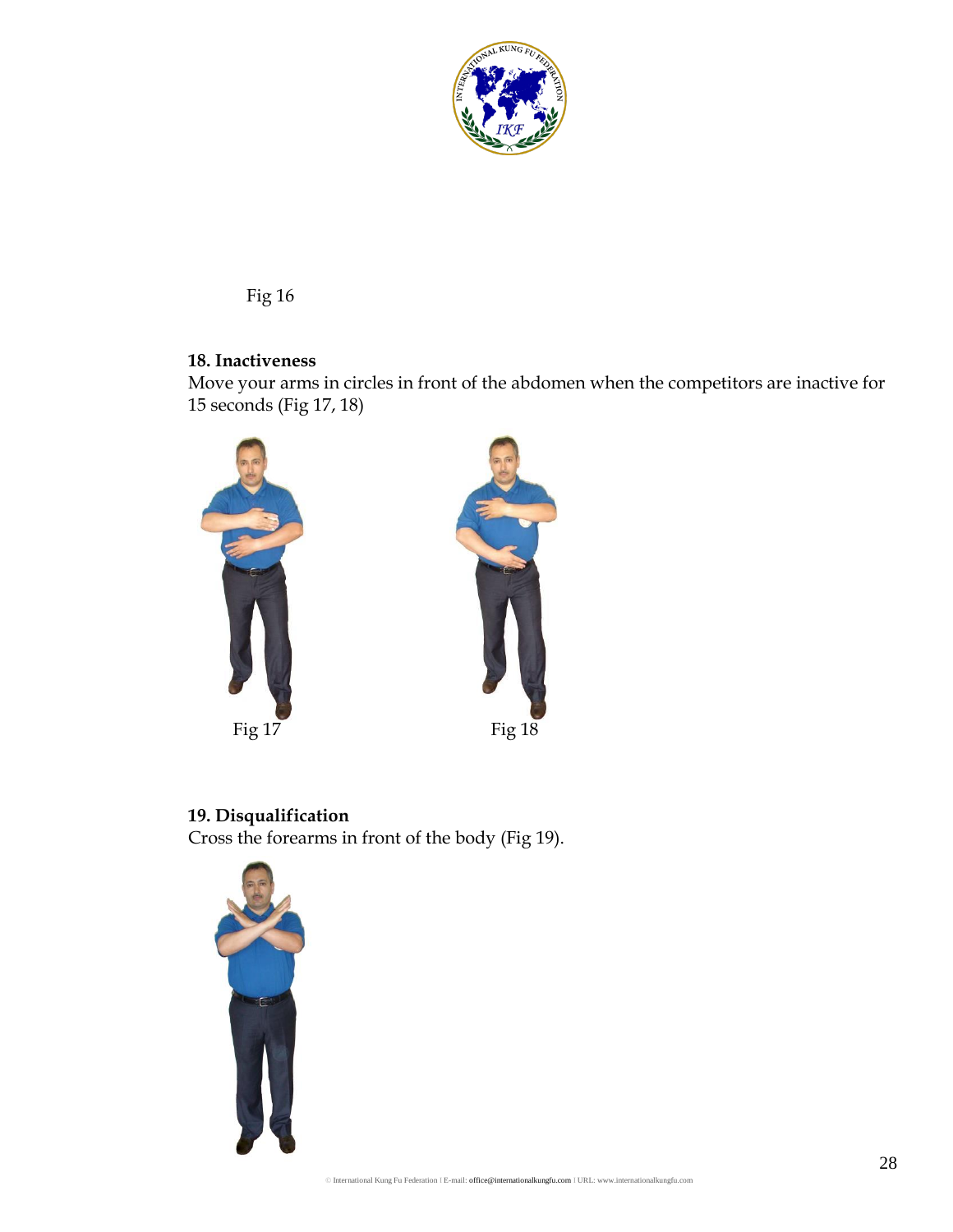Fig 16

**18. Inactiveness**

Move your arms in circles in front of the abdomen when the competitors are inactive for 15 seconds (Fig 17, 18)

Fig 17

Fig 18

**19. Disqualification**

Cross the forearms in front of the body (Fig 19).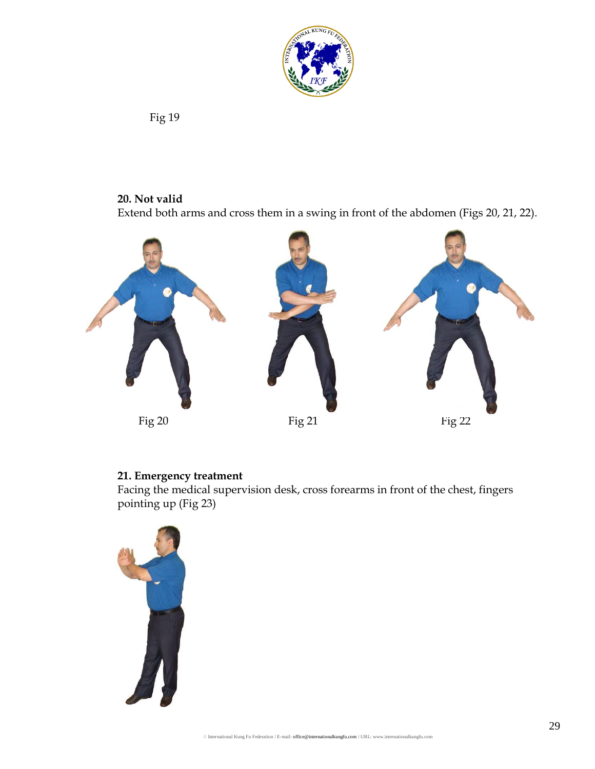Fig 19

**20. Not valid**

Extend both arms and cross them in a swing in front of the abdomen (Figs 20, 21, 22).

Fig 20

Fig 21

Fig 22

**21. Emergency treatment**

Facing the medical supervision desk, cross forearms in front of the chest, fingers pointing up (Fig 23)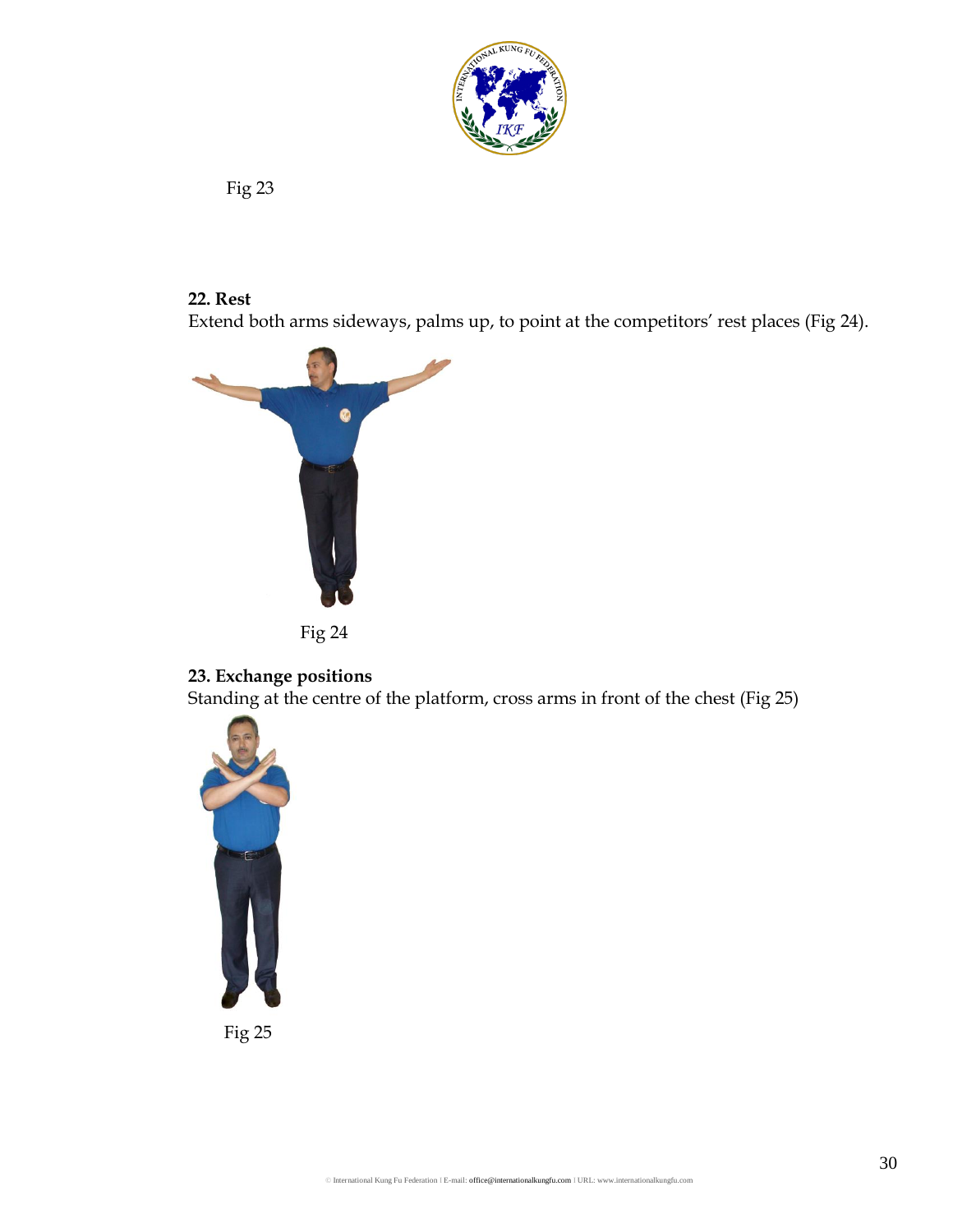Fig 23

**22. Rest**

Extend both arms sideways, palms up, to point at the competitors' rest places (Fig 24).

Fig 24

**23. Exchange positions**

Standing at the centre of the platform, cross arms in front of the chest (Fig 25)

Fig 25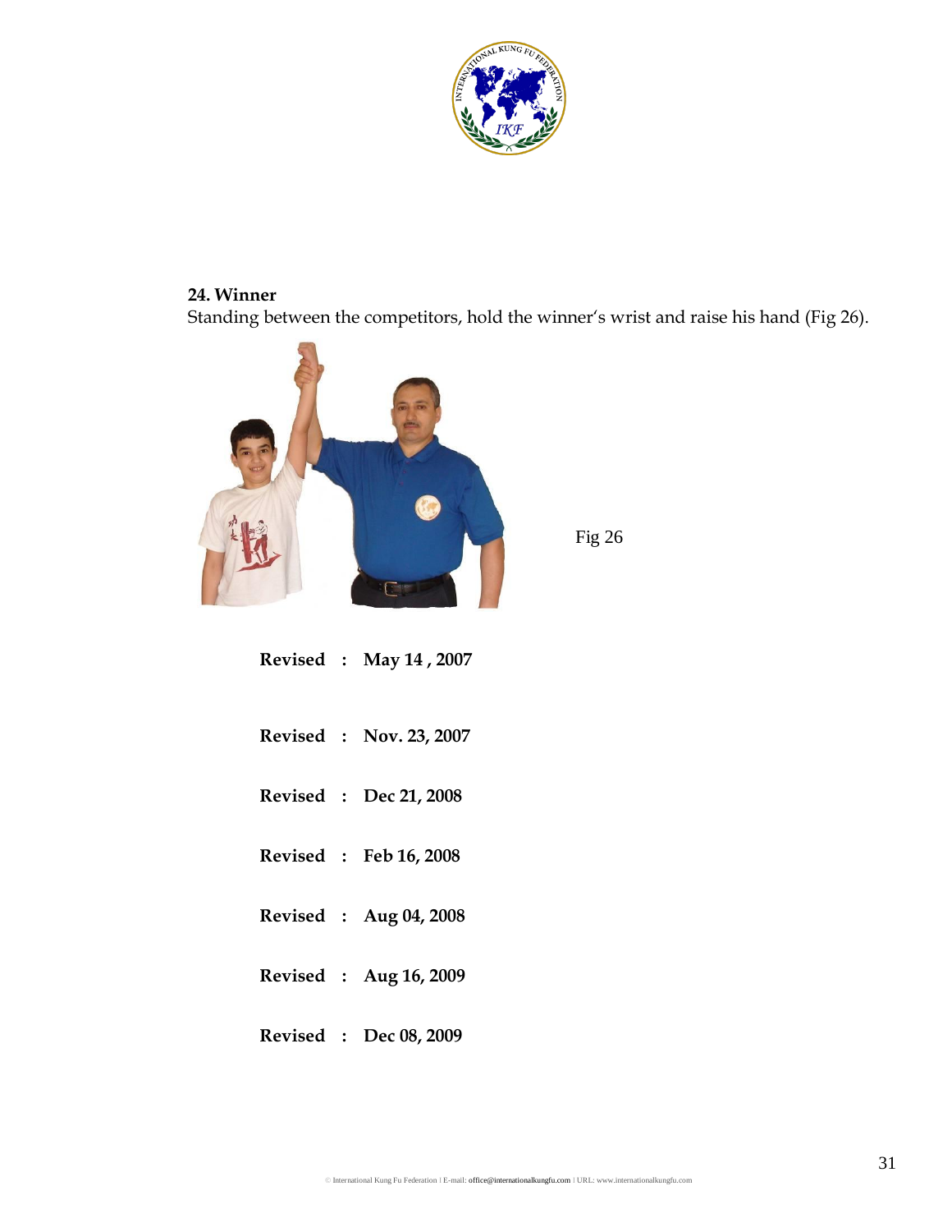**24. Winner**

Standing between the competitors, hold the winner's wrist and raise his hand (Fig 26).

Fig 26

**Revised : May 14 , 2007**

**Revised : Nov. 23, 2007**

**Revised : Dec 21, 2008**

**Revised : Feb 16, 2008**

**Revised : Aug 04, 2008**

**Revised : Aug 16, 2009**

**Revised : Dec 08, 2009**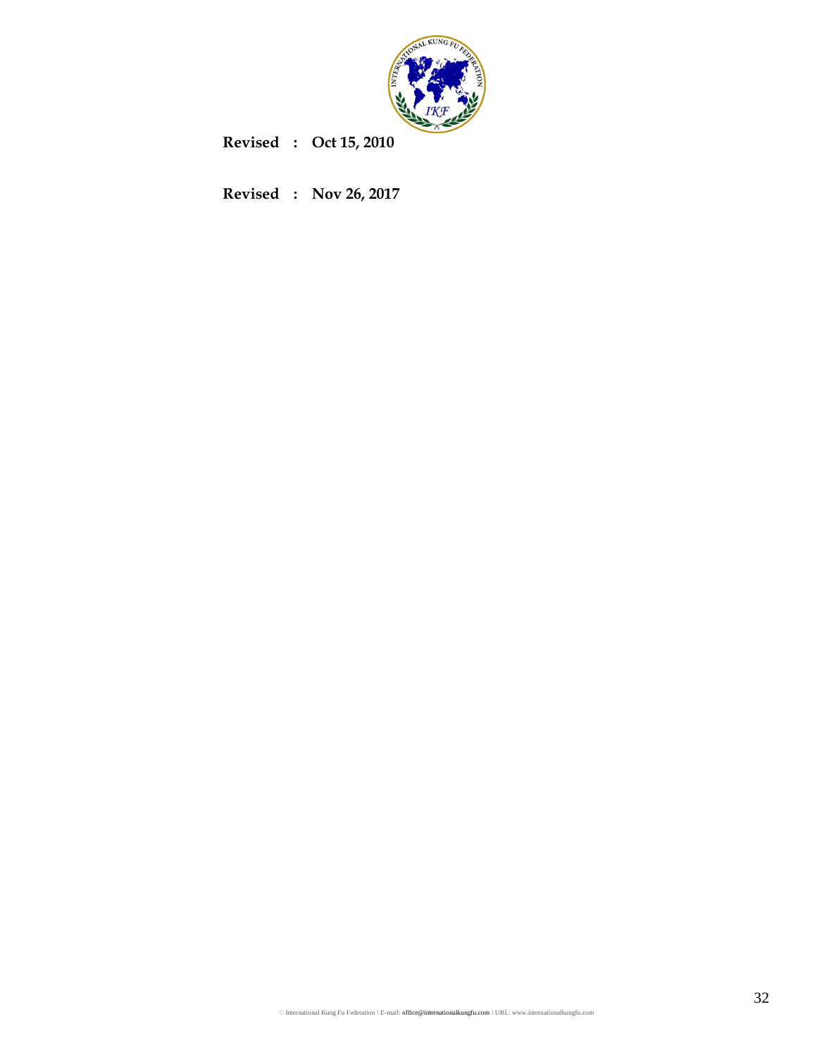**Revised : Oct 15, 2010**

**Revised : Nov 26, 2017**